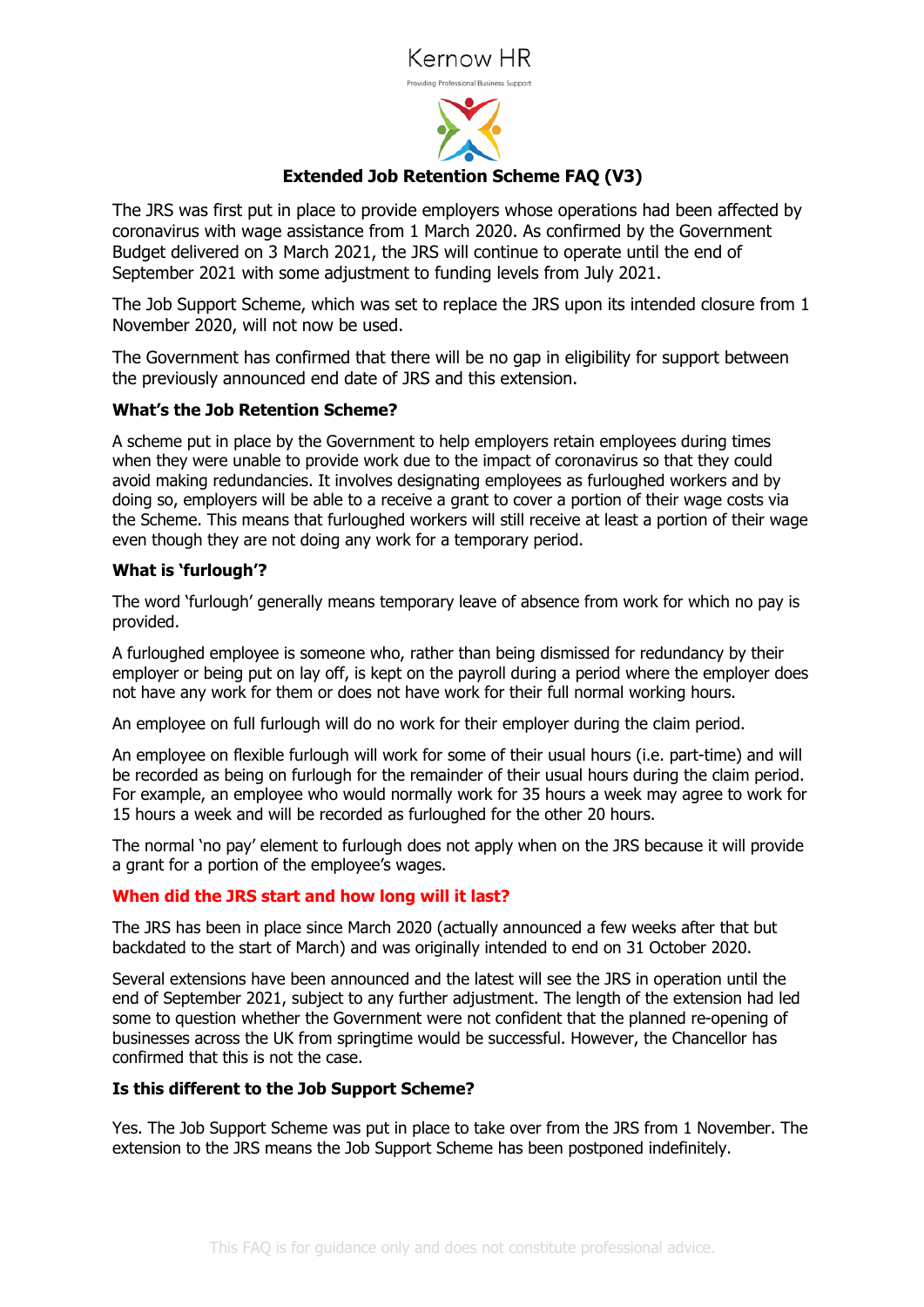Kernow HR

Providing Professional Business Support

# Extended Job Retention Scheme FAQ (V3)

The JRS was first put in place to provide employers whose operations had been affected by coronavirus with wage assistance from 1 March 2020. As confirmed by the Government Budget delivered on 3 March 2021, the JRS will continue to operate until the end of September 2021 with some adjustment to funding levels from July 2021.

The Job Support Scheme, which was set to replace the JRS upon its intended closure from 1 November 2020, will not now be used.

The Government has confirmed that there will be no gap in eligibility for support between the previously announced end date of JRS and this extension.

### What's the Job Retention Scheme?

A scheme put in place by the Government to help employers retain employees during times when they were unable to provide work due to the impact of coronavirus so that they could avoid making redundancies. It involves designating employees as furloughed workers and by doing so, employers will be able to a receive a grant to cover a portion of their wage costs via the Scheme. This means that furloughed workers will still receive at least a portion of their wage even though they are not doing any work for a temporary period.

### What is 'furlough'?

The word 'furlough' generally means temporary leave of absence from work for which no pay is provided.

A furloughed employee is someone who, rather than being dismissed for redundancy by their employer or being put on lay off, is kept on the payroll during a period where the employer does not have any work for them or does not have work for their full normal working hours.

An employee on full furlough will do no work for their employer during the claim period.

An employee on flexible furlough will work for some of their usual hours (i.e. part-time) and will be recorded as being on furlough for the remainder of their usual hours during the claim period. For example, an employee who would normally work for 35 hours a week may agree to work for 15 hours a week and will be recorded as furloughed for the other 20 hours.

The normal 'no pay' element to furlough does not apply when on the JRS because it will provide a grant for a portion of the employee's wages.

### When did the JRS start and how long will it last?

The JRS has been in place since March 2020 (actually announced a few weeks after that but backdated to the start of March) and was originally intended to end on 31 October 2020.

Several extensions have been announced and the latest will see the JRS in operation until the end of September 2021, subject to any further adjustment. The length of the extension had led some to question whether the Government were not confident that the planned re-opening of businesses across the UK from springtime would be successful. However, the Chancellor has confirmed that this is not the case.

### Is this different to the Job Support Scheme?

Yes. The Job Support Scheme was put in place to take over from the JRS from 1 November. The extension to the JRS means the Job Support Scheme has been postponed indefinitely.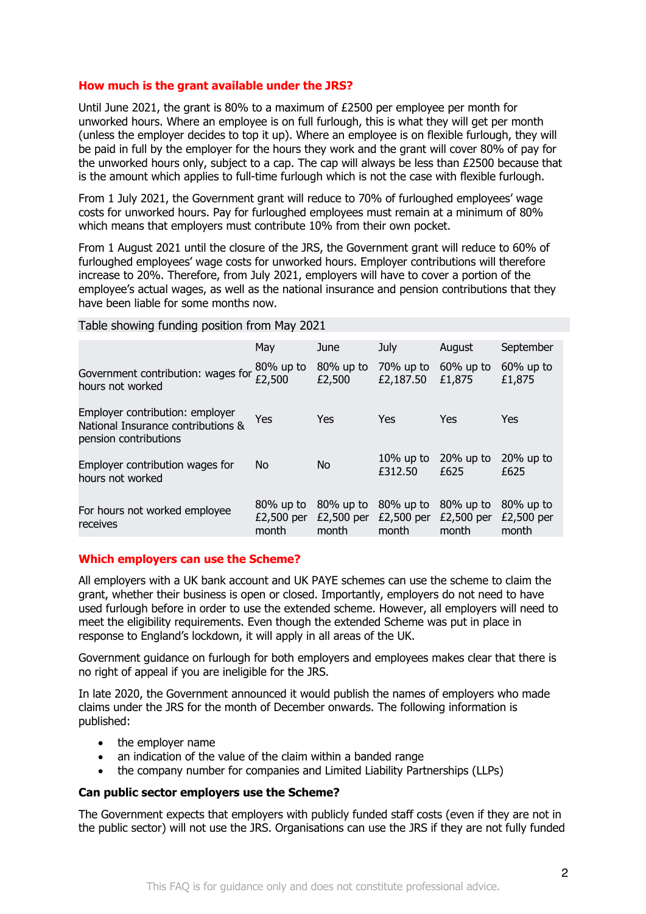## How much is the grant available under the JRS?

Until June 2021, the grant is 80% to a maximum of £2500 per employee per month for unworked hours. Where an employee is on full furlough, this is what they will get per month (unless the employer decides to top it up). Where an employee is on flexible furlough, they will be paid in full by the employer for the hours they work and the grant will cover 80% of pay for the unworked hours only, subject to a cap. The cap will always be less than £2500 because that is the amount which applies to full-time furlough which is not the case with flexible furlough.

From 1 July 2021, the Government grant will reduce to 70% of furloughed employees' wage costs for unworked hours. Pay for furloughed employees must remain at a minimum of 80% which means that employers must contribute 10% from their own pocket.

From 1 August 2021 until the closure of the JRS, the Government grant will reduce to 60% of furloughed employees' wage costs for unworked hours. Employer contributions will therefore increase to 20%. Therefore, from July 2021, employers will have to cover a portion of the employee's actual wages, as well as the national insurance and pension contributions that they have been liable for some months now.

Table showing funding position from May 2021

| | May | June | July | August | September |
|---|---|---|---|---|---|
| Government contribution: wages for hours not worked | 80% up to £2,500 | 80% up to £2,500 | 70% up to £2,187.50 | 60% up to £1,875 | 60% up to £1,875 |
| Employer contribution: employer National Insurance contributions & pension contributions | Yes | Yes | Yes | Yes | Yes |
| Employer contribution wages for hours not worked | No | No | 10% up to £312.50 | 20% up to £625 | 20% up to £625 |
| For hours not worked employee receives | 80% up to £2,500 per month | 80% up to £2,500 per month | 80% up to £2,500 per month | 80% up to £2,500 per month | 80% up to £2,500 per month |

## Which employers can use the Scheme?

All employers with a UK bank account and UK PAYE schemes can use the scheme to claim the grant, whether their business is open or closed. Importantly, employers do not need to have used furlough before in order to use the extended scheme. However, all employers will need to meet the eligibility requirements. Even though the extended Scheme was put in place in response to England's lockdown, it will apply in all areas of the UK.

Government guidance on furlough for both employers and employees makes clear that there is no right of appeal if you are ineligible for the JRS.

In late 2020, the Government announced it would publish the names of employers who made claims under the JRS for the month of December onwards. The following information is published:

- the employer name
- an indication of the value of the claim within a banded range
- the company number for companies and Limited Liability Partnerships (LLPs)

### Can public sector employers use the Scheme?

The Government expects that employers with publicly funded staff costs (even if they are not in the public sector) will not use the JRS. Organisations can use the JRS if they are not fully funded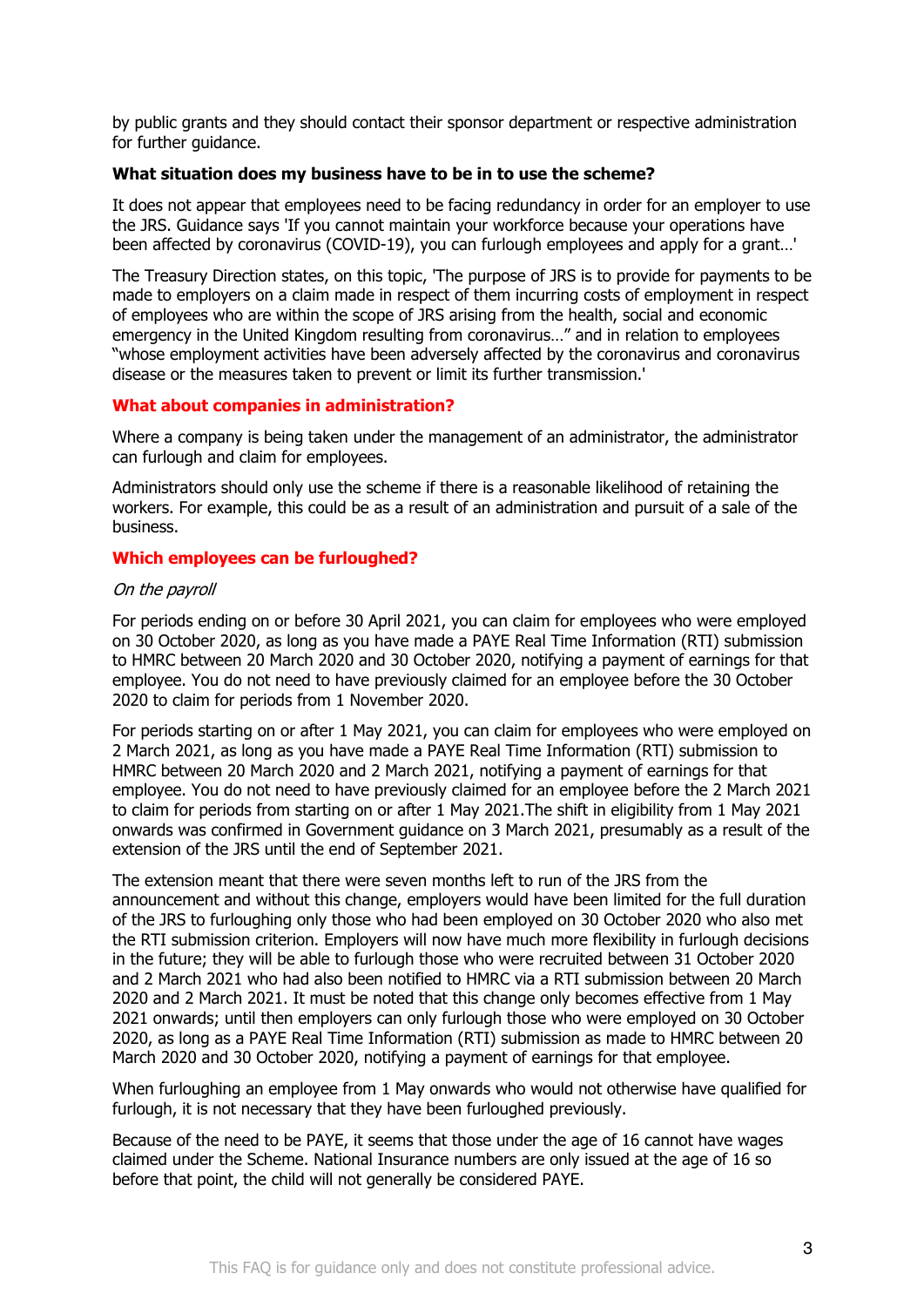by public grants and they should contact their sponsor department or respective administration for further guidance.

**What situation does my business have to be in to use the scheme?**

It does not appear that employees need to be facing redundancy in order for an employer to use the JRS. Guidance says 'If you cannot maintain your workforce because your operations have been affected by coronavirus (COVID-19), you can furlough employees and apply for a grant…'

The Treasury Direction states, on this topic, 'The purpose of JRS is to provide for payments to be made to employers on a claim made in respect of them incurring costs of employment in respect of employees who are within the scope of JRS arising from the health, social and economic emergency in the United Kingdom resulting from coronavirus…" and in relation to employees "whose employment activities have been adversely affected by the coronavirus and coronavirus disease or the measures taken to prevent or limit its further transmission.'

**What about companies in administration?**

Where a company is being taken under the management of an administrator, the administrator can furlough and claim for employees.

Administrators should only use the scheme if there is a reasonable likelihood of retaining the workers. For example, this could be as a result of an administration and pursuit of a sale of the business.

**Which employees can be furloughed?**

*On the payroll*

For periods ending on or before 30 April 2021, you can claim for employees who were employed on 30 October 2020, as long as you have made a PAYE Real Time Information (RTI) submission to HMRC between 20 March 2020 and 30 October 2020, notifying a payment of earnings for that employee. You do not need to have previously claimed for an employee before the 30 October 2020 to claim for periods from 1 November 2020.

For periods starting on or after 1 May 2021, you can claim for employees who were employed on 2 March 2021, as long as you have made a PAYE Real Time Information (RTI) submission to HMRC between 20 March 2020 and 2 March 2021, notifying a payment of earnings for that employee. You do not need to have previously claimed for an employee before the 2 March 2021 to claim for periods from starting on or after 1 May 2021.The shift in eligibility from 1 May 2021 onwards was confirmed in Government guidance on 3 March 2021, presumably as a result of the extension of the JRS until the end of September 2021.

The extension meant that there were seven months left to run of the JRS from the announcement and without this change, employers would have been limited for the full duration of the JRS to furloughing only those who had been employed on 30 October 2020 who also met the RTI submission criterion. Employers will now have much more flexibility in furlough decisions in the future; they will be able to furlough those who were recruited between 31 October 2020 and 2 March 2021 who had also been notified to HMRC via a RTI submission between 20 March 2020 and 2 March 2021. It must be noted that this change only becomes effective from 1 May 2021 onwards; until then employers can only furlough those who were employed on 30 October 2020, as long as a PAYE Real Time Information (RTI) submission as made to HMRC between 20 March 2020 and 30 October 2020, notifying a payment of earnings for that employee.

When furloughing an employee from 1 May onwards who would not otherwise have qualified for furlough, it is not necessary that they have been furloughed previously.

Because of the need to be PAYE, it seems that those under the age of 16 cannot have wages claimed under the Scheme. National Insurance numbers are only issued at the age of 16 so before that point, the child will not generally be considered PAYE.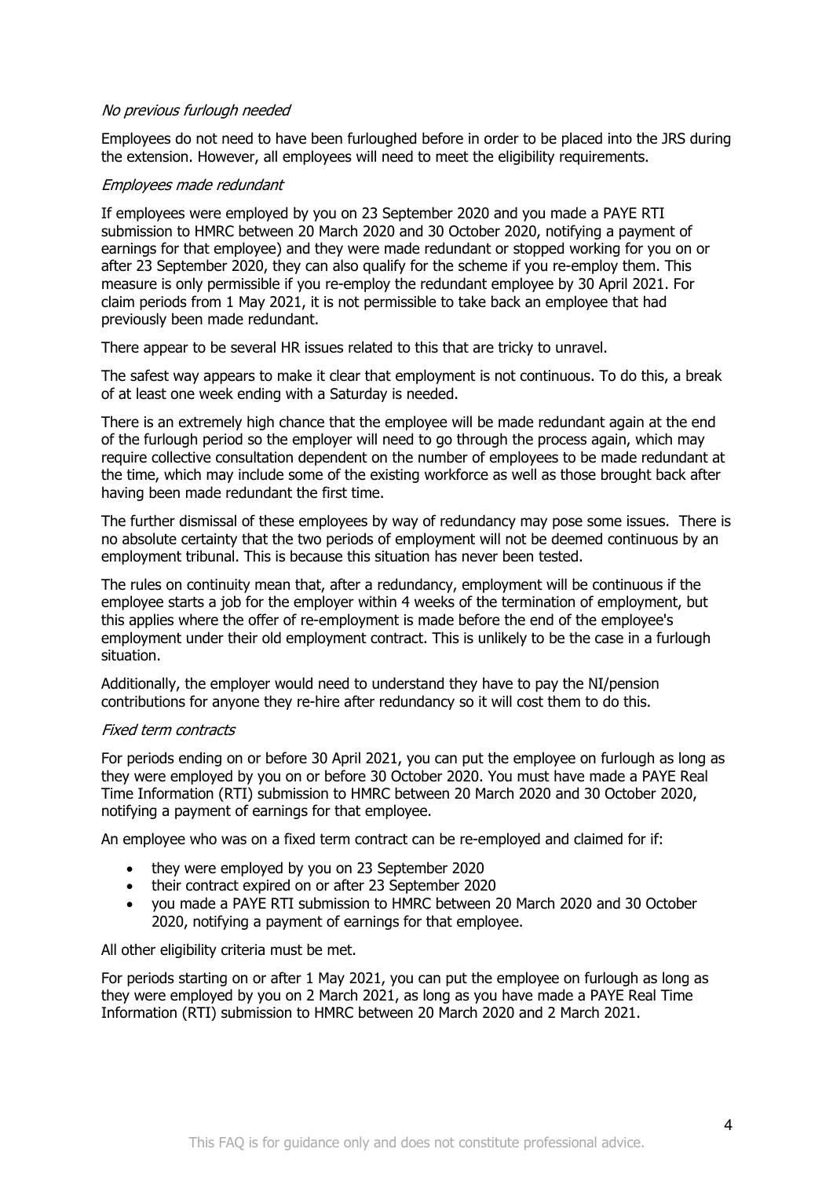*No previous furlough needed*

Employees do not need to have been furloughed before in order to be placed into the JRS during the extension. However, all employees will need to meet the eligibility requirements.

*Employees made redundant*

If employees were employed by you on 23 September 2020 and you made a PAYE RTI submission to HMRC between 20 March 2020 and 30 October 2020, notifying a payment of earnings for that employee) and they were made redundant or stopped working for you on or after 23 September 2020, they can also qualify for the scheme if you re-employ them. This measure is only permissible if you re-employ the redundant employee by 30 April 2021. For claim periods from 1 May 2021, it is not permissible to take back an employee that had previously been made redundant.

There appear to be several HR issues related to this that are tricky to unravel.

The safest way appears to make it clear that employment is not continuous. To do this, a break of at least one week ending with a Saturday is needed.

There is an extremely high chance that the employee will be made redundant again at the end of the furlough period so the employer will need to go through the process again, which may require collective consultation dependent on the number of employees to be made redundant at the time, which may include some of the existing workforce as well as those brought back after having been made redundant the first time.

The further dismissal of these employees by way of redundancy may pose some issues. There is no absolute certainty that the two periods of employment will not be deemed continuous by an employment tribunal. This is because this situation has never been tested.

The rules on continuity mean that, after a redundancy, employment will be continuous if the employee starts a job for the employer within 4 weeks of the termination of employment, but this applies where the offer of re-employment is made before the end of the employee's employment under their old employment contract. This is unlikely to be the case in a furlough situation.

Additionally, the employer would need to understand they have to pay the NI/pension contributions for anyone they re-hire after redundancy so it will cost them to do this.

*Fixed term contracts*

For periods ending on or before 30 April 2021, you can put the employee on furlough as long as they were employed by you on or before 30 October 2020. You must have made a PAYE Real Time Information (RTI) submission to HMRC between 20 March 2020 and 30 October 2020, notifying a payment of earnings for that employee.

An employee who was on a fixed term contract can be re-employed and claimed for if:

- they were employed by you on 23 September 2020
- their contract expired on or after 23 September 2020
- you made a PAYE RTI submission to HMRC between 20 March 2020 and 30 October 2020, notifying a payment of earnings for that employee.

All other eligibility criteria must be met.

For periods starting on or after 1 May 2021, you can put the employee on furlough as long as they were employed by you on 2 March 2021, as long as you have made a PAYE Real Time Information (RTI) submission to HMRC between 20 March 2020 and 2 March 2021.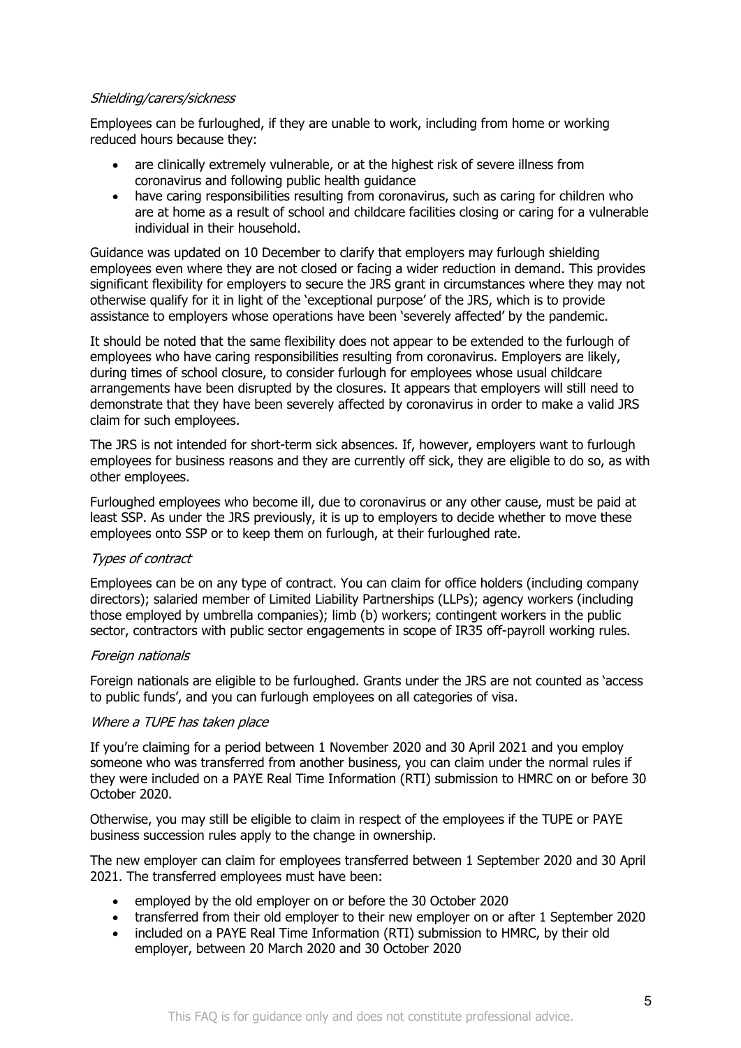*Shielding/carers/sickness*

Employees can be furloughed, if they are unable to work, including from home or working reduced hours because they:

- are clinically extremely vulnerable, or at the highest risk of severe illness from coronavirus and following public health guidance
- have caring responsibilities resulting from coronavirus, such as caring for children who are at home as a result of school and childcare facilities closing or caring for a vulnerable individual in their household.

Guidance was updated on 10 December to clarify that employers may furlough shielding employees even where they are not closed or facing a wider reduction in demand. This provides significant flexibility for employers to secure the JRS grant in circumstances where they may not otherwise qualify for it in light of the 'exceptional purpose' of the JRS, which is to provide assistance to employers whose operations have been 'severely affected' by the pandemic.

It should be noted that the same flexibility does not appear to be extended to the furlough of employees who have caring responsibilities resulting from coronavirus. Employers are likely, during times of school closure, to consider furlough for employees whose usual childcare arrangements have been disrupted by the closures. It appears that employers will still need to demonstrate that they have been severely affected by coronavirus in order to make a valid JRS claim for such employees.

The JRS is not intended for short-term sick absences. If, however, employers want to furlough employees for business reasons and they are currently off sick, they are eligible to do so, as with other employees.

Furloughed employees who become ill, due to coronavirus or any other cause, must be paid at least SSP. As under the JRS previously, it is up to employers to decide whether to move these employees onto SSP or to keep them on furlough, at their furloughed rate.

*Types of contract*

Employees can be on any type of contract. You can claim for office holders (including company directors); salaried member of Limited Liability Partnerships (LLPs); agency workers (including those employed by umbrella companies); limb (b) workers; contingent workers in the public sector, contractors with public sector engagements in scope of IR35 off-payroll working rules.

*Foreign nationals*

Foreign nationals are eligible to be furloughed. Grants under the JRS are not counted as 'access to public funds', and you can furlough employees on all categories of visa.

*Where a TUPE has taken place*

If you're claiming for a period between 1 November 2020 and 30 April 2021 and you employ someone who was transferred from another business, you can claim under the normal rules if they were included on a PAYE Real Time Information (RTI) submission to HMRC on or before 30 October 2020.

Otherwise, you may still be eligible to claim in respect of the employees if the TUPE or PAYE business succession rules apply to the change in ownership.

The new employer can claim for employees transferred between 1 September 2020 and 30 April 2021. The transferred employees must have been:

- employed by the old employer on or before the 30 October 2020
- transferred from their old employer to their new employer on or after 1 September 2020
- included on a PAYE Real Time Information (RTI) submission to HMRC, by their old employer, between 20 March 2020 and 30 October 2020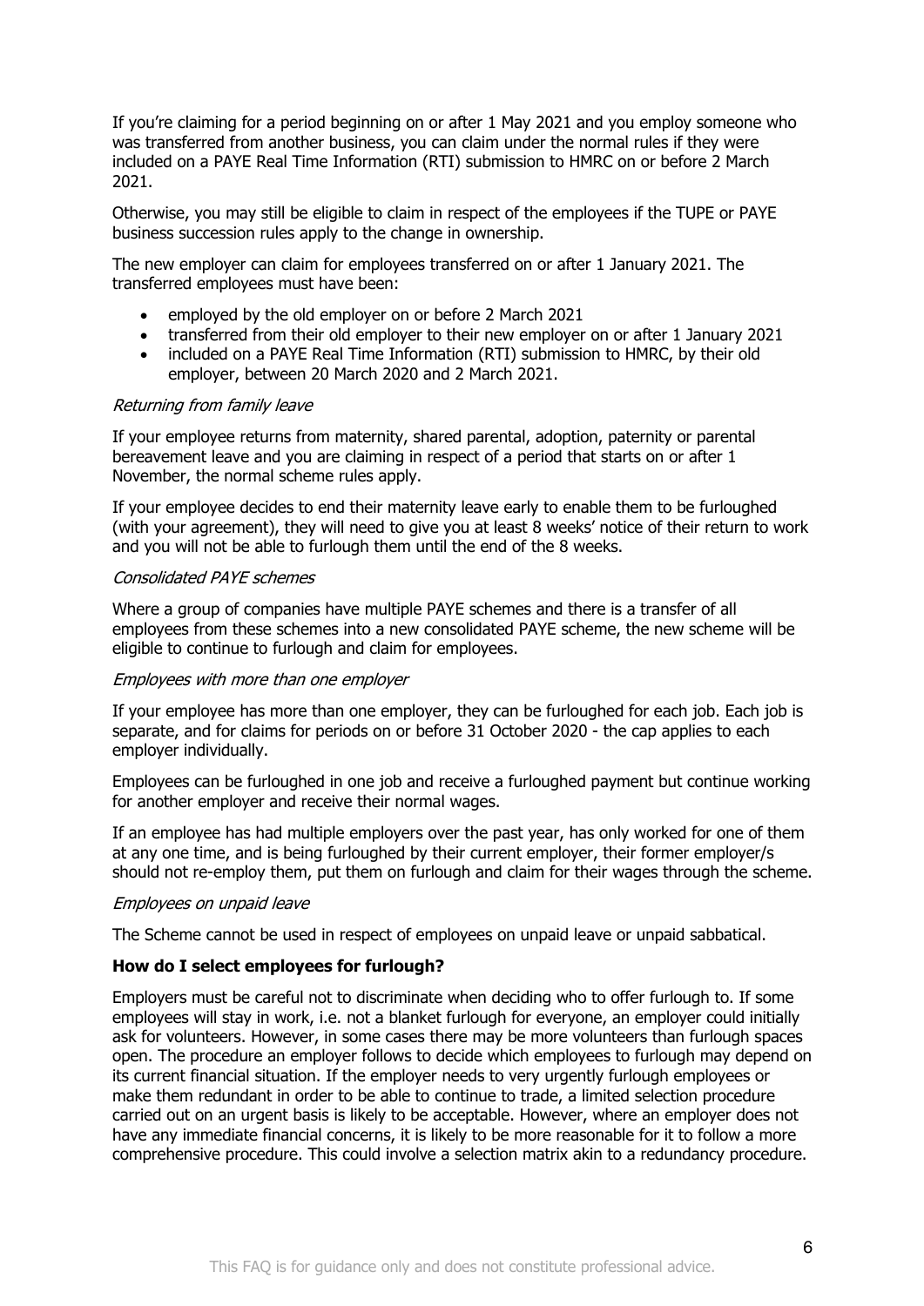If you're claiming for a period beginning on or after 1 May 2021 and you employ someone who was transferred from another business, you can claim under the normal rules if they were included on a PAYE Real Time Information (RTI) submission to HMRC on or before 2 March 2021.

Otherwise, you may still be eligible to claim in respect of the employees if the TUPE or PAYE business succession rules apply to the change in ownership.

The new employer can claim for employees transferred on or after 1 January 2021. The transferred employees must have been:

- employed by the old employer on or before 2 March 2021
- transferred from their old employer to their new employer on or after 1 January 2021
- included on a PAYE Real Time Information (RTI) submission to HMRC, by their old employer, between 20 March 2020 and 2 March 2021.

*Returning from family leave*

If your employee returns from maternity, shared parental, adoption, paternity or parental bereavement leave and you are claiming in respect of a period that starts on or after 1 November, the normal scheme rules apply.

If your employee decides to end their maternity leave early to enable them to be furloughed (with your agreement), they will need to give you at least 8 weeks' notice of their return to work and you will not be able to furlough them until the end of the 8 weeks.

*Consolidated PAYE schemes*

Where a group of companies have multiple PAYE schemes and there is a transfer of all employees from these schemes into a new consolidated PAYE scheme, the new scheme will be eligible to continue to furlough and claim for employees.

*Employees with more than one employer*

If your employee has more than one employer, they can be furloughed for each job. Each job is separate, and for claims for periods on or before 31 October 2020 - the cap applies to each employer individually.

Employees can be furloughed in one job and receive a furloughed payment but continue working for another employer and receive their normal wages.

If an employee has had multiple employers over the past year, has only worked for one of them at any one time, and is being furloughed by their current employer, their former employer/s should not re-employ them, put them on furlough and claim for their wages through the scheme.

*Employees on unpaid leave*

The Scheme cannot be used in respect of employees on unpaid leave or unpaid sabbatical.

**How do I select employees for furlough?**

Employers must be careful not to discriminate when deciding who to offer furlough to. If some employees will stay in work, i.e. not a blanket furlough for everyone, an employer could initially ask for volunteers. However, in some cases there may be more volunteers than furlough spaces open. The procedure an employer follows to decide which employees to furlough may depend on its current financial situation. If the employer needs to very urgently furlough employees or make them redundant in order to be able to continue to trade, a limited selection procedure carried out on an urgent basis is likely to be acceptable. However, where an employer does not have any immediate financial concerns, it is likely to be more reasonable for it to follow a more comprehensive procedure. This could involve a selection matrix akin to a redundancy procedure.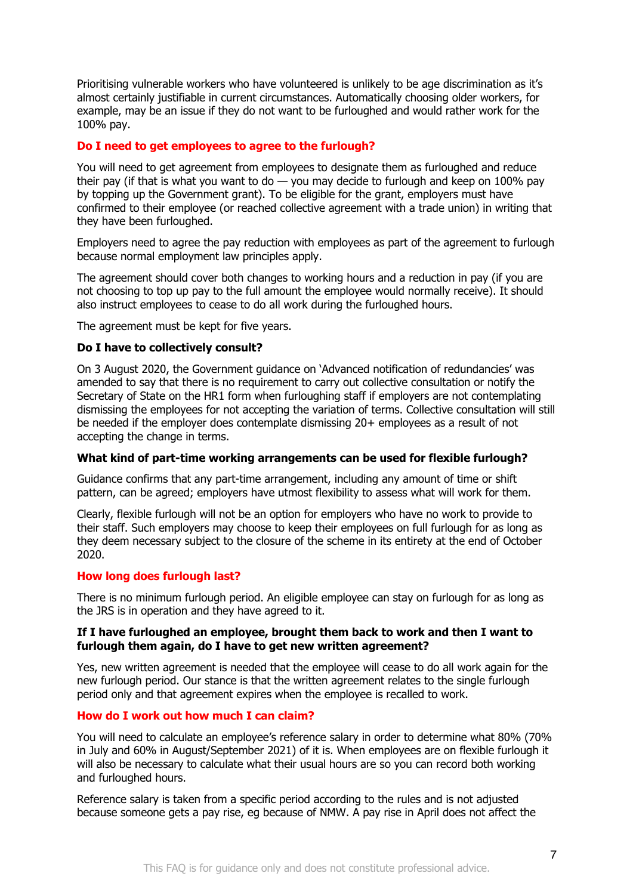Prioritising vulnerable workers who have volunteered is unlikely to be age discrimination as it's almost certainly justifiable in current circumstances. Automatically choosing older workers, for example, may be an issue if they do not want to be furloughed and would rather work for the 100% pay.

## Do I need to get employees to agree to the furlough?

You will need to get agreement from employees to designate them as furloughed and reduce their pay (if that is what you want to do — you may decide to furlough and keep on 100% pay by topping up the Government grant). To be eligible for the grant, employers must have confirmed to their employee (or reached collective agreement with a trade union) in writing that they have been furloughed.

Employers need to agree the pay reduction with employees as part of the agreement to furlough because normal employment law principles apply.

The agreement should cover both changes to working hours and a reduction in pay (if you are not choosing to top up pay to the full amount the employee would normally receive). It should also instruct employees to cease to do all work during the furloughed hours.

The agreement must be kept for five years.

### Do I have to collectively consult?

On 3 August 2020, the Government guidance on 'Advanced notification of redundancies' was amended to say that there is no requirement to carry out collective consultation or notify the Secretary of State on the HR1 form when furloughing staff if employers are not contemplating dismissing the employees for not accepting the variation of terms. Collective consultation will still be needed if the employer does contemplate dismissing 20+ employees as a result of not accepting the change in terms.

### What kind of part-time working arrangements can be used for flexible furlough?

Guidance confirms that any part-time arrangement, including any amount of time or shift pattern, can be agreed; employers have utmost flexibility to assess what will work for them.

Clearly, flexible furlough will not be an option for employers who have no work to provide to their staff. Such employers may choose to keep their employees on full furlough for as long as they deem necessary subject to the closure of the scheme in its entirety at the end of October 2020.

## How long does furlough last?

There is no minimum furlough period. An eligible employee can stay on furlough for as long as the JRS is in operation and they have agreed to it.

### If I have furloughed an employee, brought them back to work and then I want to furlough them again, do I have to get new written agreement?

Yes, new written agreement is needed that the employee will cease to do all work again for the new furlough period. Our stance is that the written agreement relates to the single furlough period only and that agreement expires when the employee is recalled to work.

## How do I work out how much I can claim?

You will need to calculate an employee's reference salary in order to determine what 80% (70% in July and 60% in August/September 2021) of it is. When employees are on flexible furlough it will also be necessary to calculate what their usual hours are so you can record both working and furloughed hours.

Reference salary is taken from a specific period according to the rules and is not adjusted because someone gets a pay rise, eg because of NMW. A pay rise in April does not affect the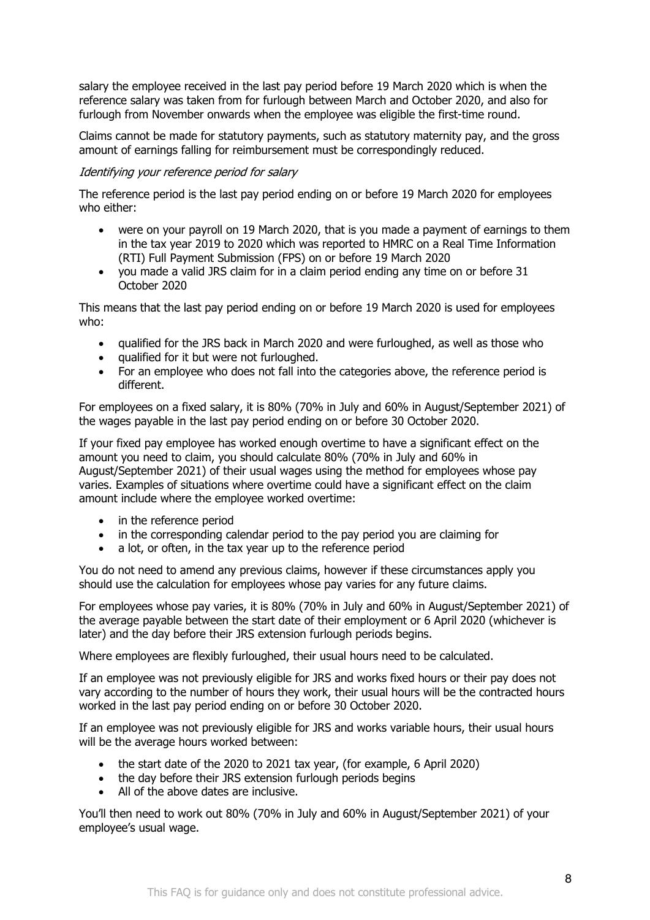salary the employee received in the last pay period before 19 March 2020 which is when the reference salary was taken from for furlough between March and October 2020, and also for furlough from November onwards when the employee was eligible the first-time round.

Claims cannot be made for statutory payments, such as statutory maternity pay, and the gross amount of earnings falling for reimbursement must be correspondingly reduced.

*Identifying your reference period for salary*

The reference period is the last pay period ending on or before 19 March 2020 for employees who either:

- were on your payroll on 19 March 2020, that is you made a payment of earnings to them in the tax year 2019 to 2020 which was reported to HMRC on a Real Time Information (RTI) Full Payment Submission (FPS) on or before 19 March 2020
- you made a valid JRS claim for in a claim period ending any time on or before 31 October 2020

This means that the last pay period ending on or before 19 March 2020 is used for employees who:

- qualified for the JRS back in March 2020 and were furloughed, as well as those who
- qualified for it but were not furloughed.
- For an employee who does not fall into the categories above, the reference period is different.

For employees on a fixed salary, it is 80% (70% in July and 60% in August/September 2021) of the wages payable in the last pay period ending on or before 30 October 2020.

If your fixed pay employee has worked enough overtime to have a significant effect on the amount you need to claim, you should calculate 80% (70% in July and 60% in August/September 2021) of their usual wages using the method for employees whose pay varies. Examples of situations where overtime could have a significant effect on the claim amount include where the employee worked overtime:

- in the reference period
- in the corresponding calendar period to the pay period you are claiming for
- a lot, or often, in the tax year up to the reference period

You do not need to amend any previous claims, however if these circumstances apply you should use the calculation for employees whose pay varies for any future claims.

For employees whose pay varies, it is 80% (70% in July and 60% in August/September 2021) of the average payable between the start date of their employment or 6 April 2020 (whichever is later) and the day before their JRS extension furlough periods begins.

Where employees are flexibly furloughed, their usual hours need to be calculated.

If an employee was not previously eligible for JRS and works fixed hours or their pay does not vary according to the number of hours they work, their usual hours will be the contracted hours worked in the last pay period ending on or before 30 October 2020.

If an employee was not previously eligible for JRS and works variable hours, their usual hours will be the average hours worked between:

- the start date of the 2020 to 2021 tax year, (for example, 6 April 2020)
- the day before their JRS extension furlough periods begins
- All of the above dates are inclusive.

You'll then need to work out 80% (70% in July and 60% in August/September 2021) of your employee's usual wage.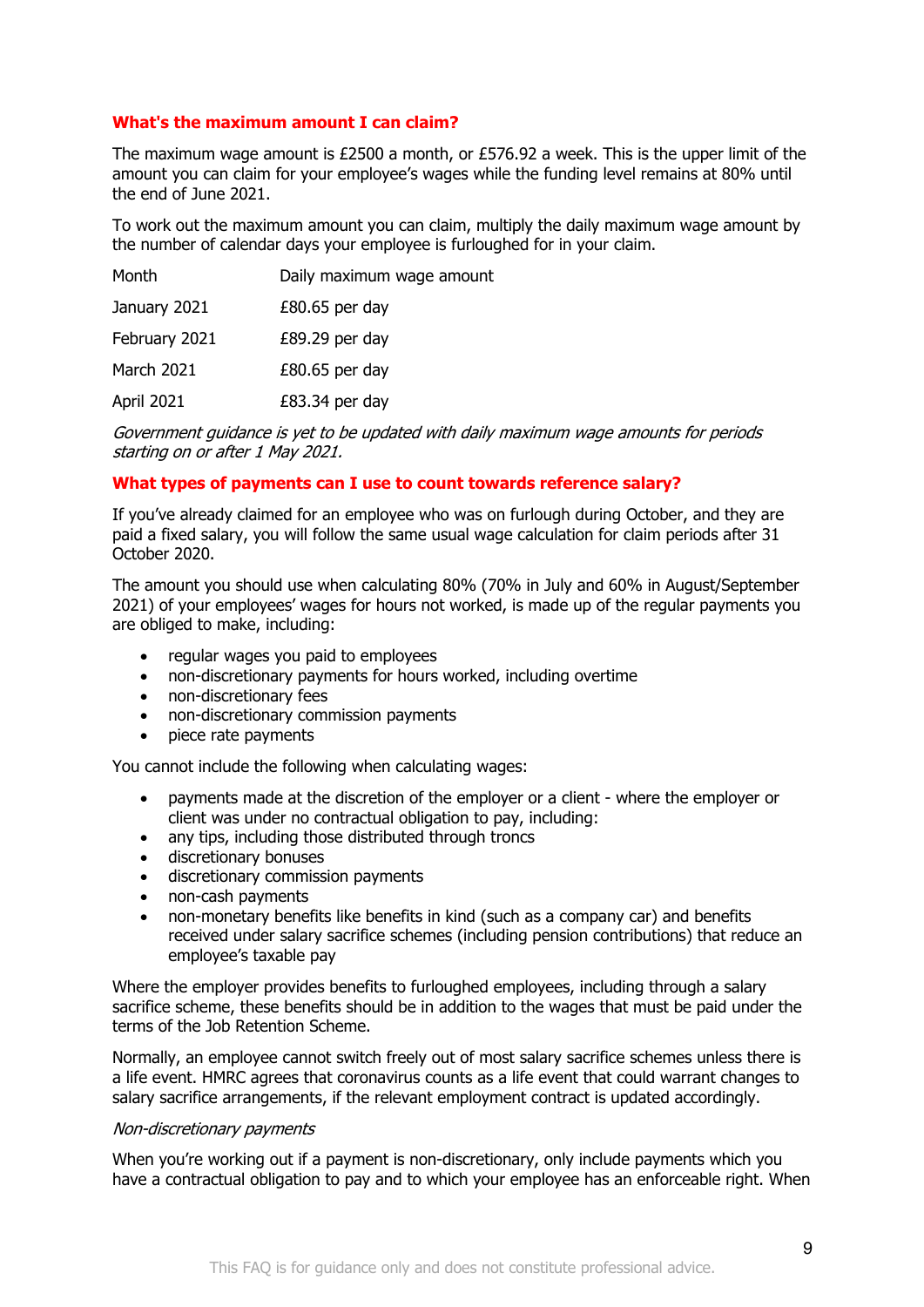### What's the maximum amount I can claim?

The maximum wage amount is £2500 a month, or £576.92 a week. This is the upper limit of the amount you can claim for your employee's wages while the funding level remains at 80% until the end of June 2021.

To work out the maximum amount you can claim, multiply the daily maximum wage amount by the number of calendar days your employee is furloughed for in your claim.

| Month | Daily maximum wage amount |
| --- | --- |
| January 2021 | £80.65 per day |
| February 2021 | £89.29 per day |
| March 2021 | £80.65 per day |
| April 2021 | £83.34 per day |

*Government guidance is yet to be updated with daily maximum wage amounts for periods starting on or after 1 May 2021.*

### What types of payments can I use to count towards reference salary?

If you've already claimed for an employee who was on furlough during October, and they are paid a fixed salary, you will follow the same usual wage calculation for claim periods after 31 October 2020.

The amount you should use when calculating 80% (70% in July and 60% in August/September 2021) of your employees' wages for hours not worked, is made up of the regular payments you are obliged to make, including:

- regular wages you paid to employees
- non-discretionary payments for hours worked, including overtime
- non-discretionary fees
- non-discretionary commission payments
- piece rate payments

You cannot include the following when calculating wages:

- payments made at the discretion of the employer or a client - where the employer or client was under no contractual obligation to pay, including:
- any tips, including those distributed through troncs
- discretionary bonuses
- discretionary commission payments
- non-cash payments
- non-monetary benefits like benefits in kind (such as a company car) and benefits received under salary sacrifice schemes (including pension contributions) that reduce an employee's taxable pay

Where the employer provides benefits to furloughed employees, including through a salary sacrifice scheme, these benefits should be in addition to the wages that must be paid under the terms of the Job Retention Scheme.

Normally, an employee cannot switch freely out of most salary sacrifice schemes unless there is a life event. HMRC agrees that coronavirus counts as a life event that could warrant changes to salary sacrifice arrangements, if the relevant employment contract is updated accordingly.

*Non-discretionary payments*

When you're working out if a payment is non-discretionary, only include payments which you have a contractual obligation to pay and to which your employee has an enforceable right. When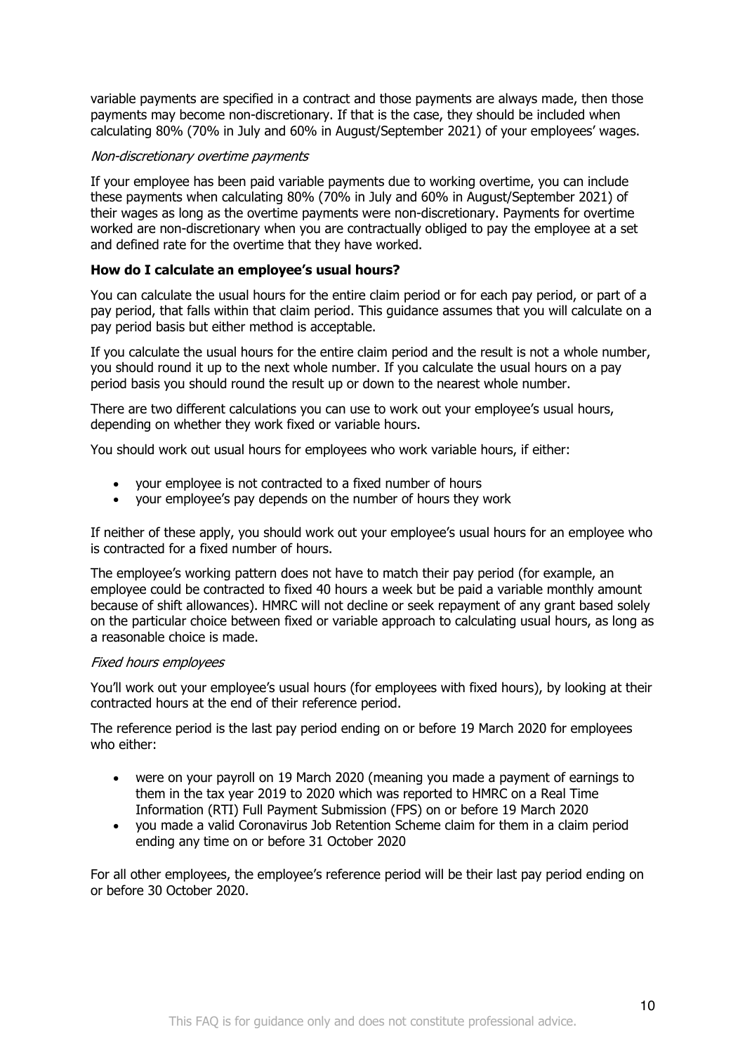variable payments are specified in a contract and those payments are always made, then those payments may become non-discretionary. If that is the case, they should be included when calculating 80% (70% in July and 60% in August/September 2021) of your employees' wages.

*Non-discretionary overtime payments*

If your employee has been paid variable payments due to working overtime, you can include these payments when calculating 80% (70% in July and 60% in August/September 2021) of their wages as long as the overtime payments were non-discretionary. Payments for overtime worked are non-discretionary when you are contractually obliged to pay the employee at a set and defined rate for the overtime that they have worked.

**How do I calculate an employee's usual hours?**

You can calculate the usual hours for the entire claim period or for each pay period, or part of a pay period, that falls within that claim period. This guidance assumes that you will calculate on a pay period basis but either method is acceptable.

If you calculate the usual hours for the entire claim period and the result is not a whole number, you should round it up to the next whole number. If you calculate the usual hours on a pay period basis you should round the result up or down to the nearest whole number.

There are two different calculations you can use to work out your employee's usual hours, depending on whether they work fixed or variable hours.

You should work out usual hours for employees who work variable hours, if either:

- your employee is not contracted to a fixed number of hours
- your employee's pay depends on the number of hours they work

If neither of these apply, you should work out your employee's usual hours for an employee who is contracted for a fixed number of hours.

The employee's working pattern does not have to match their pay period (for example, an employee could be contracted to fixed 40 hours a week but be paid a variable monthly amount because of shift allowances). HMRC will not decline or seek repayment of any grant based solely on the particular choice between fixed or variable approach to calculating usual hours, as long as a reasonable choice is made.

*Fixed hours employees*

You'll work out your employee's usual hours (for employees with fixed hours), by looking at their contracted hours at the end of their reference period.

The reference period is the last pay period ending on or before 19 March 2020 for employees who either:

- were on your payroll on 19 March 2020 (meaning you made a payment of earnings to them in the tax year 2019 to 2020 which was reported to HMRC on a Real Time Information (RTI) Full Payment Submission (FPS) on or before 19 March 2020
- you made a valid Coronavirus Job Retention Scheme claim for them in a claim period ending any time on or before 31 October 2020

For all other employees, the employee's reference period will be their last pay period ending on or before 30 October 2020.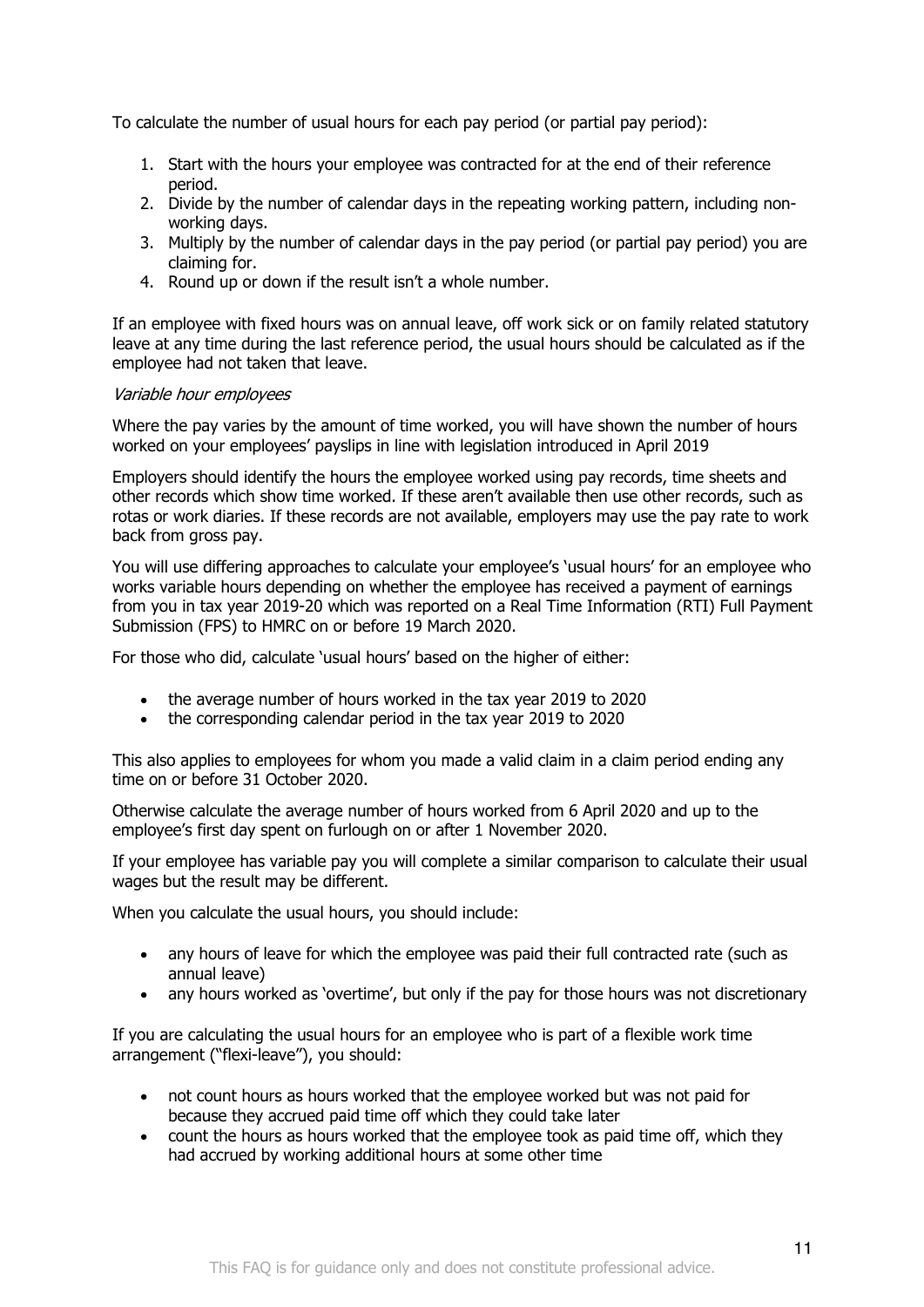To calculate the number of usual hours for each pay period (or partial pay period):

1. Start with the hours your employee was contracted for at the end of their reference period.
2. Divide by the number of calendar days in the repeating working pattern, including non-working days.
3. Multiply by the number of calendar days in the pay period (or partial pay period) you are claiming for.
4. Round up or down if the result isn't a whole number.

If an employee with fixed hours was on annual leave, off work sick or on family related statutory leave at any time during the last reference period, the usual hours should be calculated as if the employee had not taken that leave.

*Variable hour employees*

Where the pay varies by the amount of time worked, you will have shown the number of hours worked on your employees' payslips in line with legislation introduced in April 2019

Employers should identify the hours the employee worked using pay records, time sheets and other records which show time worked. If these aren't available then use other records, such as rotas or work diaries. If these records are not available, employers may use the pay rate to work back from gross pay.

You will use differing approaches to calculate your employee's 'usual hours' for an employee who works variable hours depending on whether the employee has received a payment of earnings from you in tax year 2019-20 which was reported on a Real Time Information (RTI) Full Payment Submission (FPS) to HMRC on or before 19 March 2020.

For those who did, calculate 'usual hours' based on the higher of either:

- the average number of hours worked in the tax year 2019 to 2020
- the corresponding calendar period in the tax year 2019 to 2020

This also applies to employees for whom you made a valid claim in a claim period ending any time on or before 31 October 2020.

Otherwise calculate the average number of hours worked from 6 April 2020 and up to the employee's first day spent on furlough on or after 1 November 2020.

If your employee has variable pay you will complete a similar comparison to calculate their usual wages but the result may be different.

When you calculate the usual hours, you should include:

- any hours of leave for which the employee was paid their full contracted rate (such as annual leave)
- any hours worked as 'overtime', but only if the pay for those hours was not discretionary

If you are calculating the usual hours for an employee who is part of a flexible work time arrangement ("flexi-leave"), you should:

- not count hours as hours worked that the employee worked but was not paid for because they accrued paid time off which they could take later
- count the hours as hours worked that the employee took as paid time off, which they had accrued by working additional hours at some other time

This FAQ is for guidance only and does not constitute professional advice.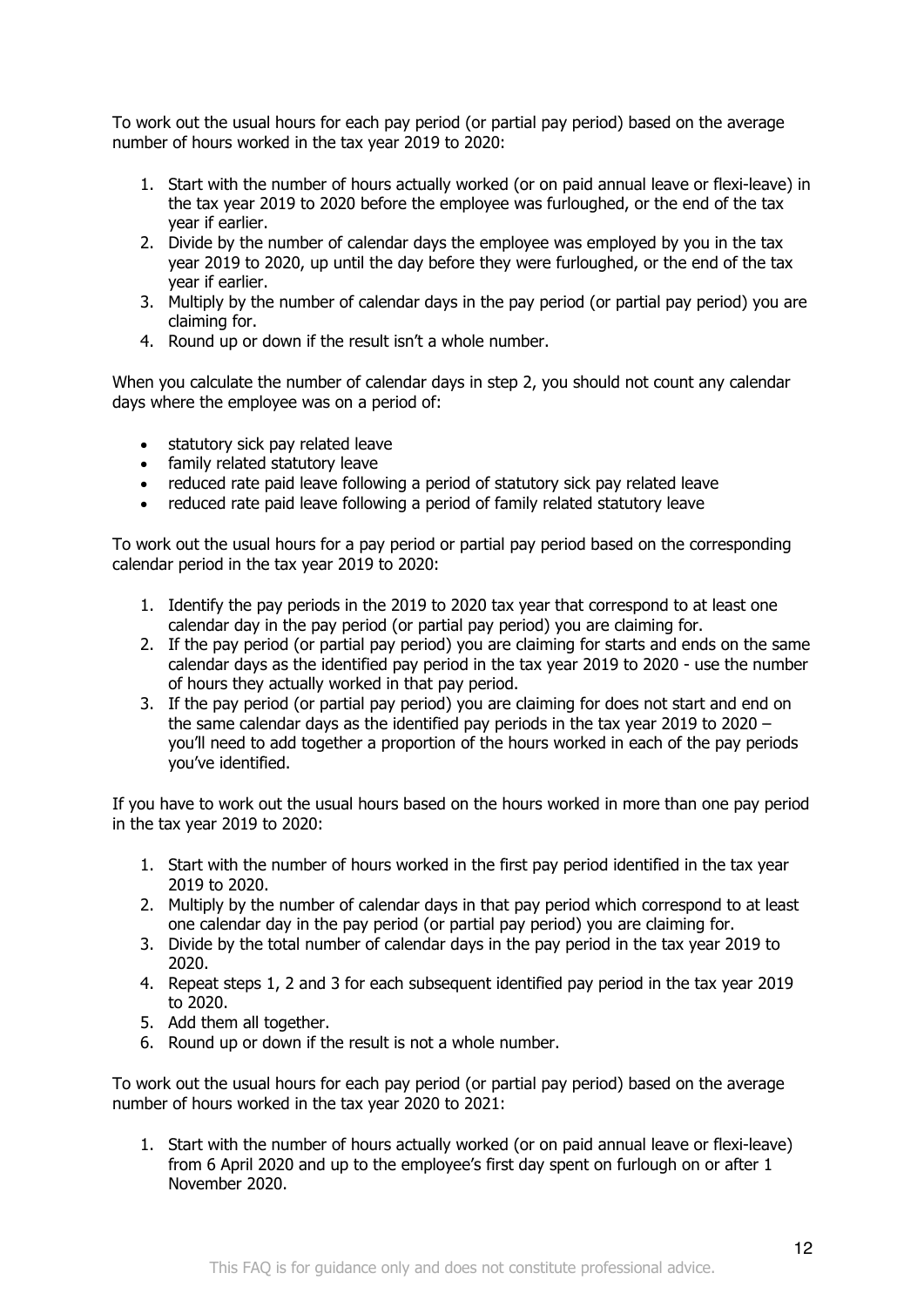To work out the usual hours for each pay period (or partial pay period) based on the average number of hours worked in the tax year 2019 to 2020:

1. Start with the number of hours actually worked (or on paid annual leave or flexi-leave) in the tax year 2019 to 2020 before the employee was furloughed, or the end of the tax year if earlier.
2. Divide by the number of calendar days the employee was employed by you in the tax year 2019 to 2020, up until the day before they were furloughed, or the end of the tax year if earlier.
3. Multiply by the number of calendar days in the pay period (or partial pay period) you are claiming for.
4. Round up or down if the result isn't a whole number.

When you calculate the number of calendar days in step 2, you should not count any calendar days where the employee was on a period of:

- statutory sick pay related leave
- family related statutory leave
- reduced rate paid leave following a period of statutory sick pay related leave
- reduced rate paid leave following a period of family related statutory leave

To work out the usual hours for a pay period or partial pay period based on the corresponding calendar period in the tax year 2019 to 2020:

1. Identify the pay periods in the 2019 to 2020 tax year that correspond to at least one calendar day in the pay period (or partial pay period) you are claiming for.
2. If the pay period (or partial pay period) you are claiming for starts and ends on the same calendar days as the identified pay period in the tax year 2019 to 2020 - use the number of hours they actually worked in that pay period.
3. If the pay period (or partial pay period) you are claiming for does not start and end on the same calendar days as the identified pay periods in the tax year 2019 to 2020 – you'll need to add together a proportion of the hours worked in each of the pay periods you've identified.

If you have to work out the usual hours based on the hours worked in more than one pay period in the tax year 2019 to 2020:

1. Start with the number of hours worked in the first pay period identified in the tax year 2019 to 2020.
2. Multiply by the number of calendar days in that pay period which correspond to at least one calendar day in the pay period (or partial pay period) you are claiming for.
3. Divide by the total number of calendar days in the pay period in the tax year 2019 to 2020.
4. Repeat steps 1, 2 and 3 for each subsequent identified pay period in the tax year 2019 to 2020.
5. Add them all together.
6. Round up or down if the result is not a whole number.

To work out the usual hours for each pay period (or partial pay period) based on the average number of hours worked in the tax year 2020 to 2021:

1. Start with the number of hours actually worked (or on paid annual leave or flexi-leave) from 6 April 2020 and up to the employee's first day spent on furlough on or after 1 November 2020.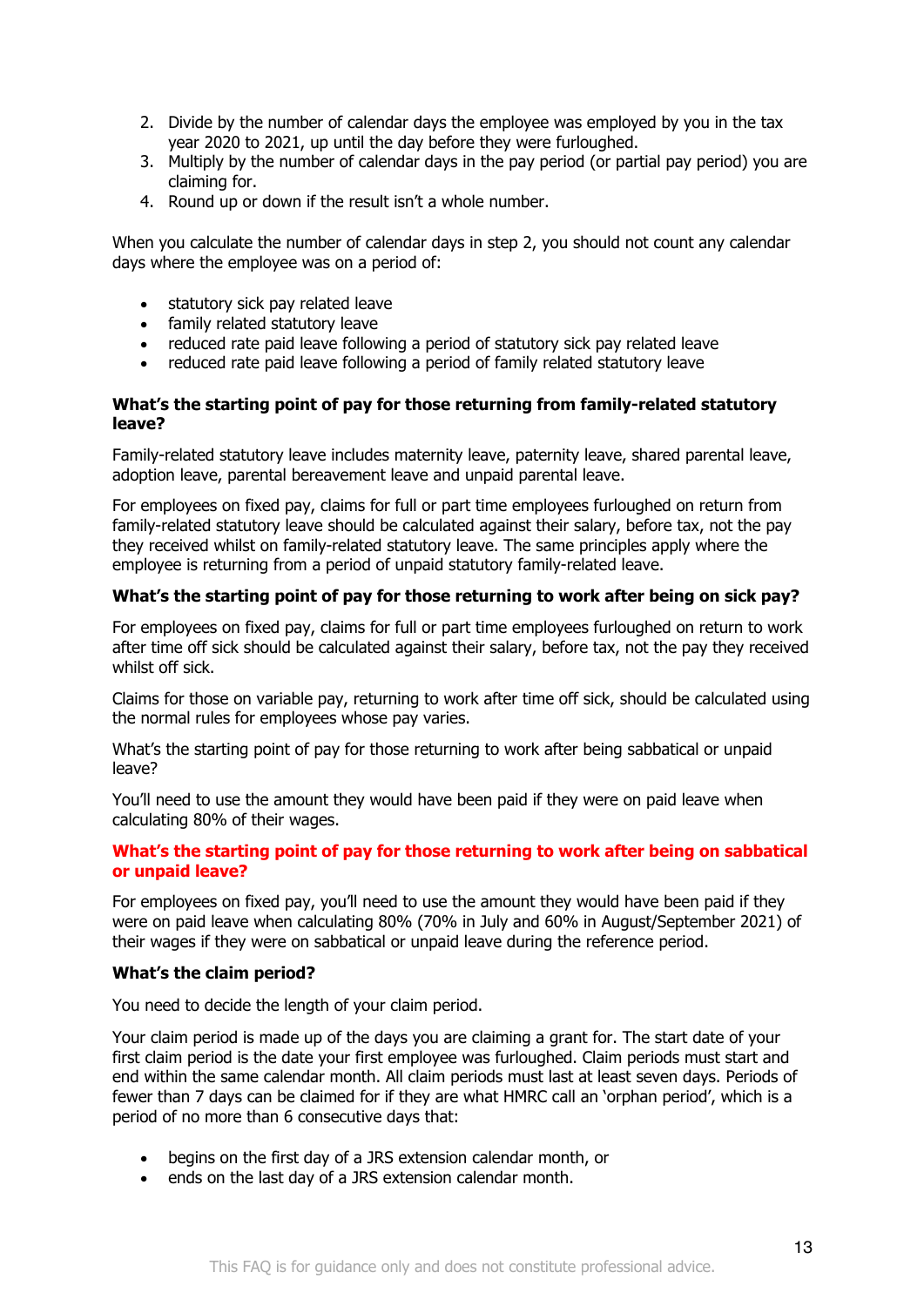2. Divide by the number of calendar days the employee was employed by you in the tax year 2020 to 2021, up until the day before they were furloughed.
3. Multiply by the number of calendar days in the pay period (or partial pay period) you are claiming for.
4. Round up or down if the result isn't a whole number.

When you calculate the number of calendar days in step 2, you should not count any calendar days where the employee was on a period of:

- statutory sick pay related leave
- family related statutory leave
- reduced rate paid leave following a period of statutory sick pay related leave
- reduced rate paid leave following a period of family related statutory leave

**What's the starting point of pay for those returning from family-related statutory leave?**

Family-related statutory leave includes maternity leave, paternity leave, shared parental leave, adoption leave, parental bereavement leave and unpaid parental leave.

For employees on fixed pay, claims for full or part time employees furloughed on return from family-related statutory leave should be calculated against their salary, before tax, not the pay they received whilst on family-related statutory leave. The same principles apply where the employee is returning from a period of unpaid statutory family-related leave.

**What's the starting point of pay for those returning to work after being on sick pay?**

For employees on fixed pay, claims for full or part time employees furloughed on return to work after time off sick should be calculated against their salary, before tax, not the pay they received whilst off sick.

Claims for those on variable pay, returning to work after time off sick, should be calculated using the normal rules for employees whose pay varies.

What's the starting point of pay for those returning to work after being sabbatical or unpaid leave?

You'll need to use the amount they would have been paid if they were on paid leave when calculating 80% of their wages.

**What's the starting point of pay for those returning to work after being on sabbatical or unpaid leave?**

For employees on fixed pay, you'll need to use the amount they would have been paid if they were on paid leave when calculating 80% (70% in July and 60% in August/September 2021) of their wages if they were on sabbatical or unpaid leave during the reference period.

**What's the claim period?**

You need to decide the length of your claim period.

Your claim period is made up of the days you are claiming a grant for. The start date of your first claim period is the date your first employee was furloughed. Claim periods must start and end within the same calendar month. All claim periods must last at least seven days. Periods of fewer than 7 days can be claimed for if they are what HMRC call an 'orphan period', which is a period of no more than 6 consecutive days that:

- begins on the first day of a JRS extension calendar month, or
- ends on the last day of a JRS extension calendar month.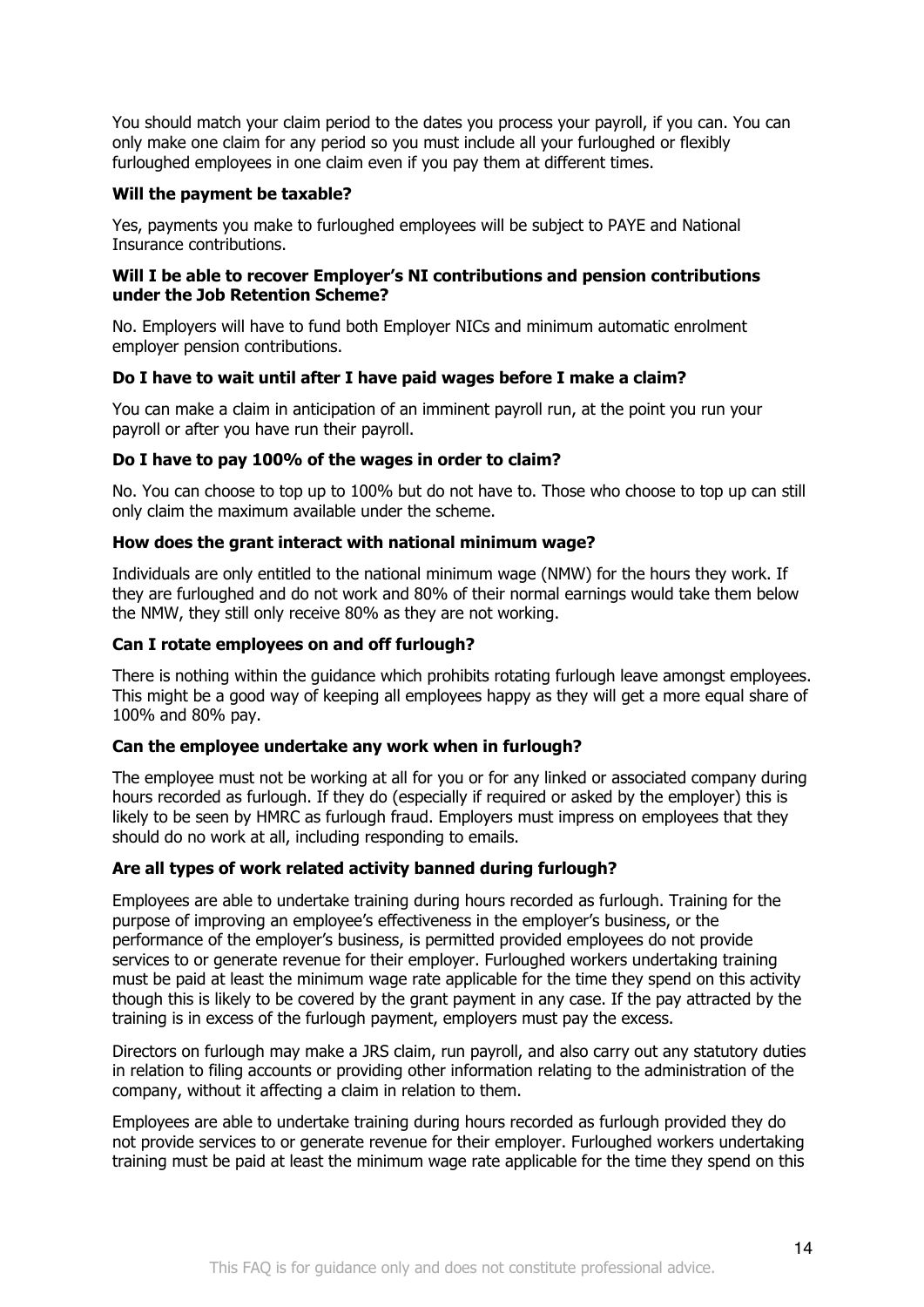You should match your claim period to the dates you process your payroll, if you can. You can only make one claim for any period so you must include all your furloughed or flexibly furloughed employees in one claim even if you pay them at different times.

**Will the payment be taxable?**

Yes, payments you make to furloughed employees will be subject to PAYE and National Insurance contributions.

**Will I be able to recover Employer's NI contributions and pension contributions under the Job Retention Scheme?**

No. Employers will have to fund both Employer NICs and minimum automatic enrolment employer pension contributions.

**Do I have to wait until after I have paid wages before I make a claim?**

You can make a claim in anticipation of an imminent payroll run, at the point you run your payroll or after you have run their payroll.

**Do I have to pay 100% of the wages in order to claim?**

No. You can choose to top up to 100% but do not have to. Those who choose to top up can still only claim the maximum available under the scheme.

**How does the grant interact with national minimum wage?**

Individuals are only entitled to the national minimum wage (NMW) for the hours they work. If they are furloughed and do not work and 80% of their normal earnings would take them below the NMW, they still only receive 80% as they are not working.

**Can I rotate employees on and off furlough?**

There is nothing within the guidance which prohibits rotating furlough leave amongst employees. This might be a good way of keeping all employees happy as they will get a more equal share of 100% and 80% pay.

**Can the employee undertake any work when in furlough?**

The employee must not be working at all for you or for any linked or associated company during hours recorded as furlough. If they do (especially if required or asked by the employer) this is likely to be seen by HMRC as furlough fraud. Employers must impress on employees that they should do no work at all, including responding to emails.

**Are all types of work related activity banned during furlough?**

Employees are able to undertake training during hours recorded as furlough. Training for the purpose of improving an employee's effectiveness in the employer's business, or the performance of the employer's business, is permitted provided employees do not provide services to or generate revenue for their employer. Furloughed workers undertaking training must be paid at least the minimum wage rate applicable for the time they spend on this activity though this is likely to be covered by the grant payment in any case. If the pay attracted by the training is in excess of the furlough payment, employers must pay the excess.

Directors on furlough may make a JRS claim, run payroll, and also carry out any statutory duties in relation to filing accounts or providing other information relating to the administration of the company, without it affecting a claim in relation to them.

Employees are able to undertake training during hours recorded as furlough provided they do not provide services to or generate revenue for their employer. Furloughed workers undertaking training must be paid at least the minimum wage rate applicable for the time they spend on this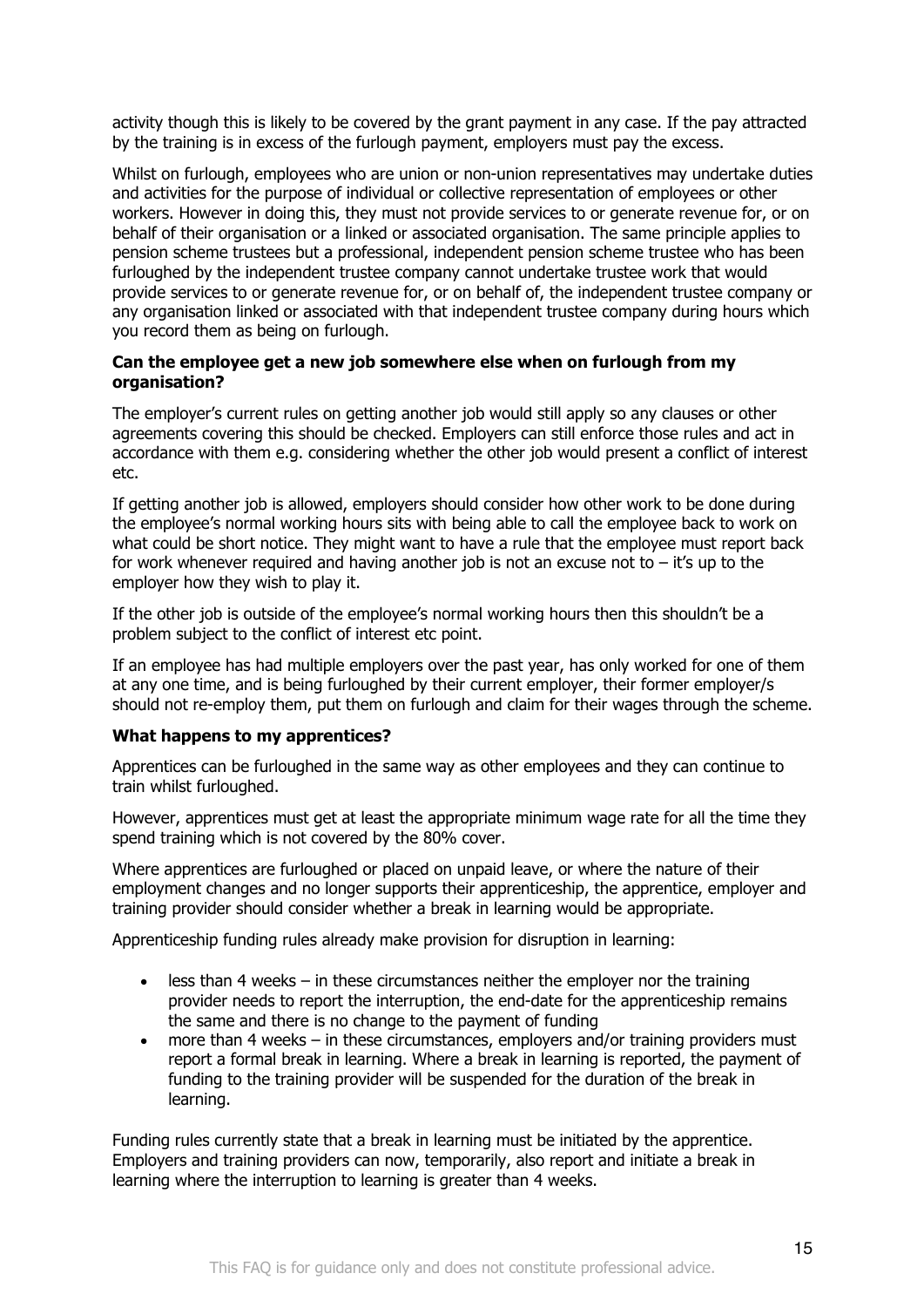activity though this is likely to be covered by the grant payment in any case. If the pay attracted by the training is in excess of the furlough payment, employers must pay the excess.

Whilst on furlough, employees who are union or non-union representatives may undertake duties and activities for the purpose of individual or collective representation of employees or other workers. However in doing this, they must not provide services to or generate revenue for, or on behalf of their organisation or a linked or associated organisation. The same principle applies to pension scheme trustees but a professional, independent pension scheme trustee who has been furloughed by the independent trustee company cannot undertake trustee work that would provide services to or generate revenue for, or on behalf of, the independent trustee company or any organisation linked or associated with that independent trustee company during hours which you record them as being on furlough.

**Can the employee get a new job somewhere else when on furlough from my organisation?**

The employer's current rules on getting another job would still apply so any clauses or other agreements covering this should be checked. Employers can still enforce those rules and act in accordance with them e.g. considering whether the other job would present a conflict of interest etc.

If getting another job is allowed, employers should consider how other work to be done during the employee's normal working hours sits with being able to call the employee back to work on what could be short notice. They might want to have a rule that the employee must report back for work whenever required and having another job is not an excuse not to – it's up to the employer how they wish to play it.

If the other job is outside of the employee's normal working hours then this shouldn't be a problem subject to the conflict of interest etc point.

If an employee has had multiple employers over the past year, has only worked for one of them at any one time, and is being furloughed by their current employer, their former employer/s should not re-employ them, put them on furlough and claim for their wages through the scheme.

**What happens to my apprentices?**

Apprentices can be furloughed in the same way as other employees and they can continue to train whilst furloughed.

However, apprentices must get at least the appropriate minimum wage rate for all the time they spend training which is not covered by the 80% cover.

Where apprentices are furloughed or placed on unpaid leave, or where the nature of their employment changes and no longer supports their apprenticeship, the apprentice, employer and training provider should consider whether a break in learning would be appropriate.

Apprenticeship funding rules already make provision for disruption in learning:

- less than 4 weeks – in these circumstances neither the employer nor the training provider needs to report the interruption, the end-date for the apprenticeship remains the same and there is no change to the payment of funding
- more than 4 weeks – in these circumstances, employers and/or training providers must report a formal break in learning. Where a break in learning is reported, the payment of funding to the training provider will be suspended for the duration of the break in learning.

Funding rules currently state that a break in learning must be initiated by the apprentice. Employers and training providers can now, temporarily, also report and initiate a break in learning where the interruption to learning is greater than 4 weeks.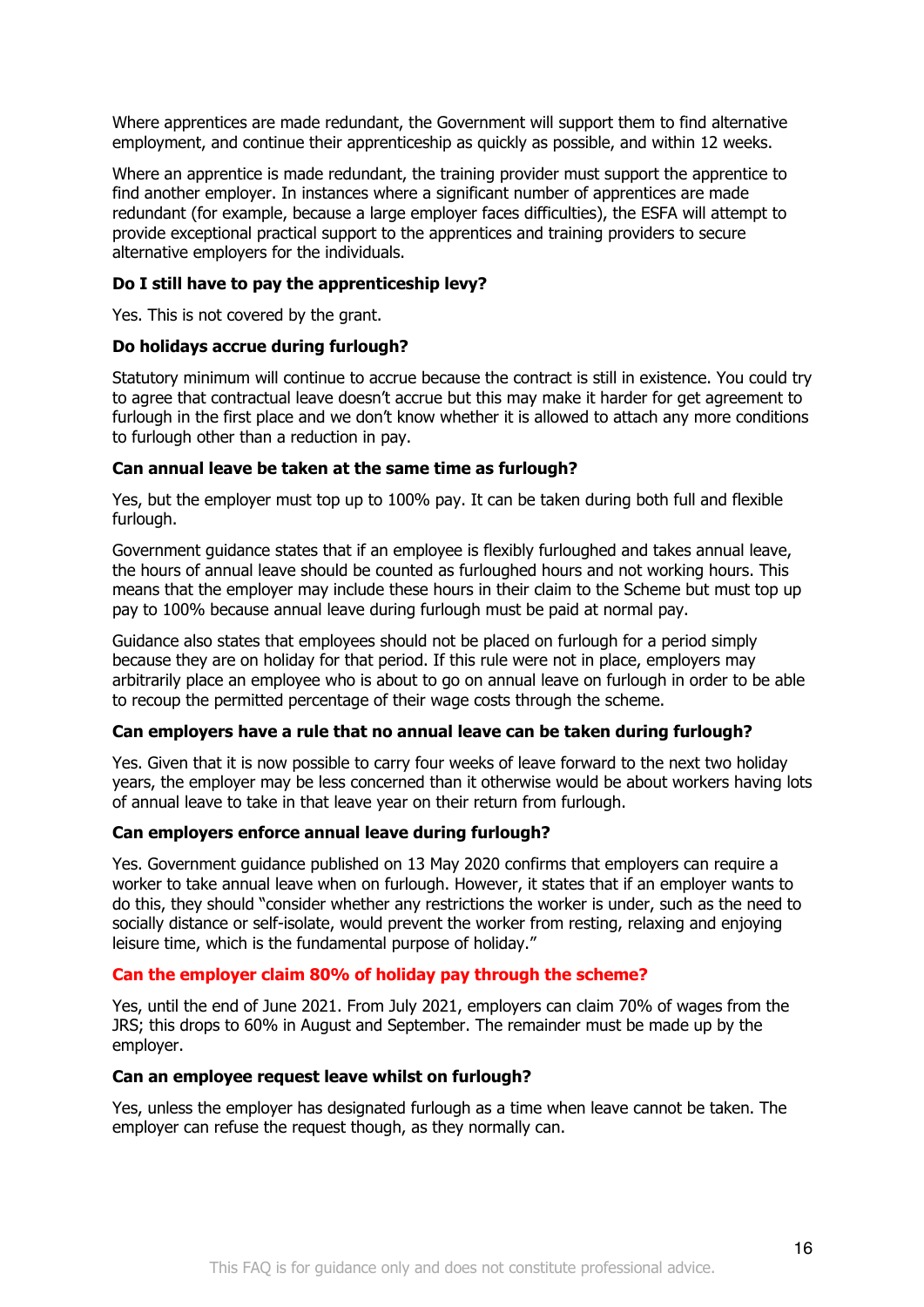Where apprentices are made redundant, the Government will support them to find alternative employment, and continue their apprenticeship as quickly as possible, and within 12 weeks.

Where an apprentice is made redundant, the training provider must support the apprentice to find another employer. In instances where a significant number of apprentices are made redundant (for example, because a large employer faces difficulties), the ESFA will attempt to provide exceptional practical support to the apprentices and training providers to secure alternative employers for the individuals.

**Do I still have to pay the apprenticeship levy?**

Yes. This is not covered by the grant.

**Do holidays accrue during furlough?**

Statutory minimum will continue to accrue because the contract is still in existence. You could try to agree that contractual leave doesn't accrue but this may make it harder for get agreement to furlough in the first place and we don't know whether it is allowed to attach any more conditions to furlough other than a reduction in pay.

**Can annual leave be taken at the same time as furlough?**

Yes, but the employer must top up to 100% pay. It can be taken during both full and flexible furlough.

Government guidance states that if an employee is flexibly furloughed and takes annual leave, the hours of annual leave should be counted as furloughed hours and not working hours. This means that the employer may include these hours in their claim to the Scheme but must top up pay to 100% because annual leave during furlough must be paid at normal pay.

Guidance also states that employees should not be placed on furlough for a period simply because they are on holiday for that period. If this rule were not in place, employers may arbitrarily place an employee who is about to go on annual leave on furlough in order to be able to recoup the permitted percentage of their wage costs through the scheme.

**Can employers have a rule that no annual leave can be taken during furlough?**

Yes. Given that it is now possible to carry four weeks of leave forward to the next two holiday years, the employer may be less concerned than it otherwise would be about workers having lots of annual leave to take in that leave year on their return from furlough.

**Can employers enforce annual leave during furlough?**

Yes. Government guidance published on 13 May 2020 confirms that employers can require a worker to take annual leave when on furlough. However, it states that if an employer wants to do this, they should "consider whether any restrictions the worker is under, such as the need to socially distance or self-isolate, would prevent the worker from resting, relaxing and enjoying leisure time, which is the fundamental purpose of holiday."

**Can the employer claim 80% of holiday pay through the scheme?**

Yes, until the end of June 2021. From July 2021, employers can claim 70% of wages from the JRS; this drops to 60% in August and September. The remainder must be made up by the employer.

**Can an employee request leave whilst on furlough?**

Yes, unless the employer has designated furlough as a time when leave cannot be taken. The employer can refuse the request though, as they normally can.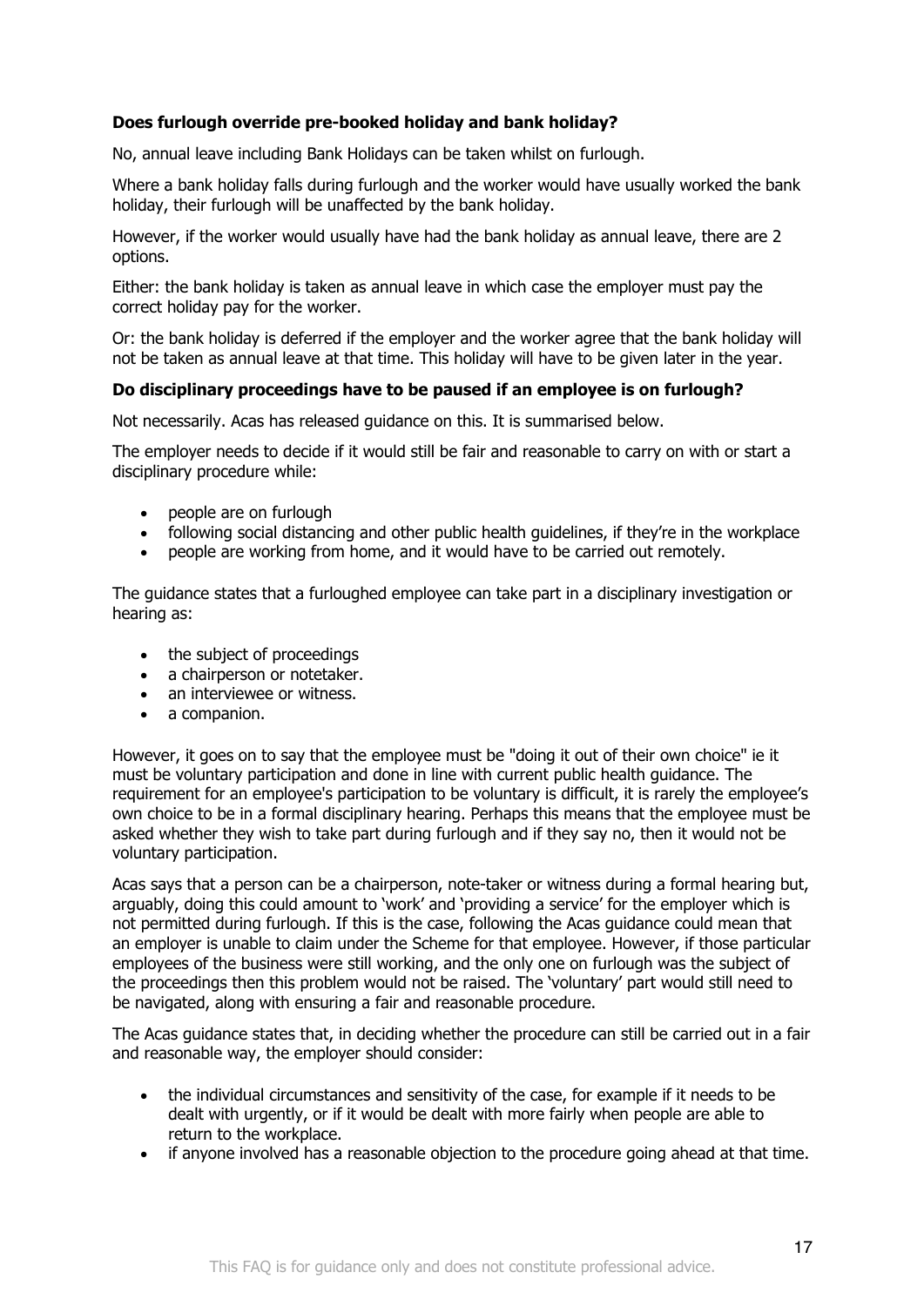**Does furlough override pre-booked holiday and bank holiday?**

No, annual leave including Bank Holidays can be taken whilst on furlough.

Where a bank holiday falls during furlough and the worker would have usually worked the bank holiday, their furlough will be unaffected by the bank holiday.

However, if the worker would usually have had the bank holiday as annual leave, there are 2 options.

Either: the bank holiday is taken as annual leave in which case the employer must pay the correct holiday pay for the worker.

Or: the bank holiday is deferred if the employer and the worker agree that the bank holiday will not be taken as annual leave at that time. This holiday will have to be given later in the year.

**Do disciplinary proceedings have to be paused if an employee is on furlough?**

Not necessarily. Acas has released guidance on this. It is summarised below.

The employer needs to decide if it would still be fair and reasonable to carry on with or start a disciplinary procedure while:

- people are on furlough
- following social distancing and other public health guidelines, if they're in the workplace
- people are working from home, and it would have to be carried out remotely.

The guidance states that a furloughed employee can take part in a disciplinary investigation or hearing as:

- the subject of proceedings
- a chairperson or notetaker.
- an interviewee or witness.
- a companion.

However, it goes on to say that the employee must be "doing it out of their own choice" ie it must be voluntary participation and done in line with current public health guidance. The requirement for an employee's participation to be voluntary is difficult, it is rarely the employee's own choice to be in a formal disciplinary hearing. Perhaps this means that the employee must be asked whether they wish to take part during furlough and if they say no, then it would not be voluntary participation.

Acas says that a person can be a chairperson, note-taker or witness during a formal hearing but, arguably, doing this could amount to 'work' and 'providing a service' for the employer which is not permitted during furlough. If this is the case, following the Acas guidance could mean that an employer is unable to claim under the Scheme for that employee. However, if those particular employees of the business were still working, and the only one on furlough was the subject of the proceedings then this problem would not be raised. The 'voluntary' part would still need to be navigated, along with ensuring a fair and reasonable procedure.

The Acas guidance states that, in deciding whether the procedure can still be carried out in a fair and reasonable way, the employer should consider:

- the individual circumstances and sensitivity of the case, for example if it needs to be dealt with urgently, or if it would be dealt with more fairly when people are able to return to the workplace.
- if anyone involved has a reasonable objection to the procedure going ahead at that time.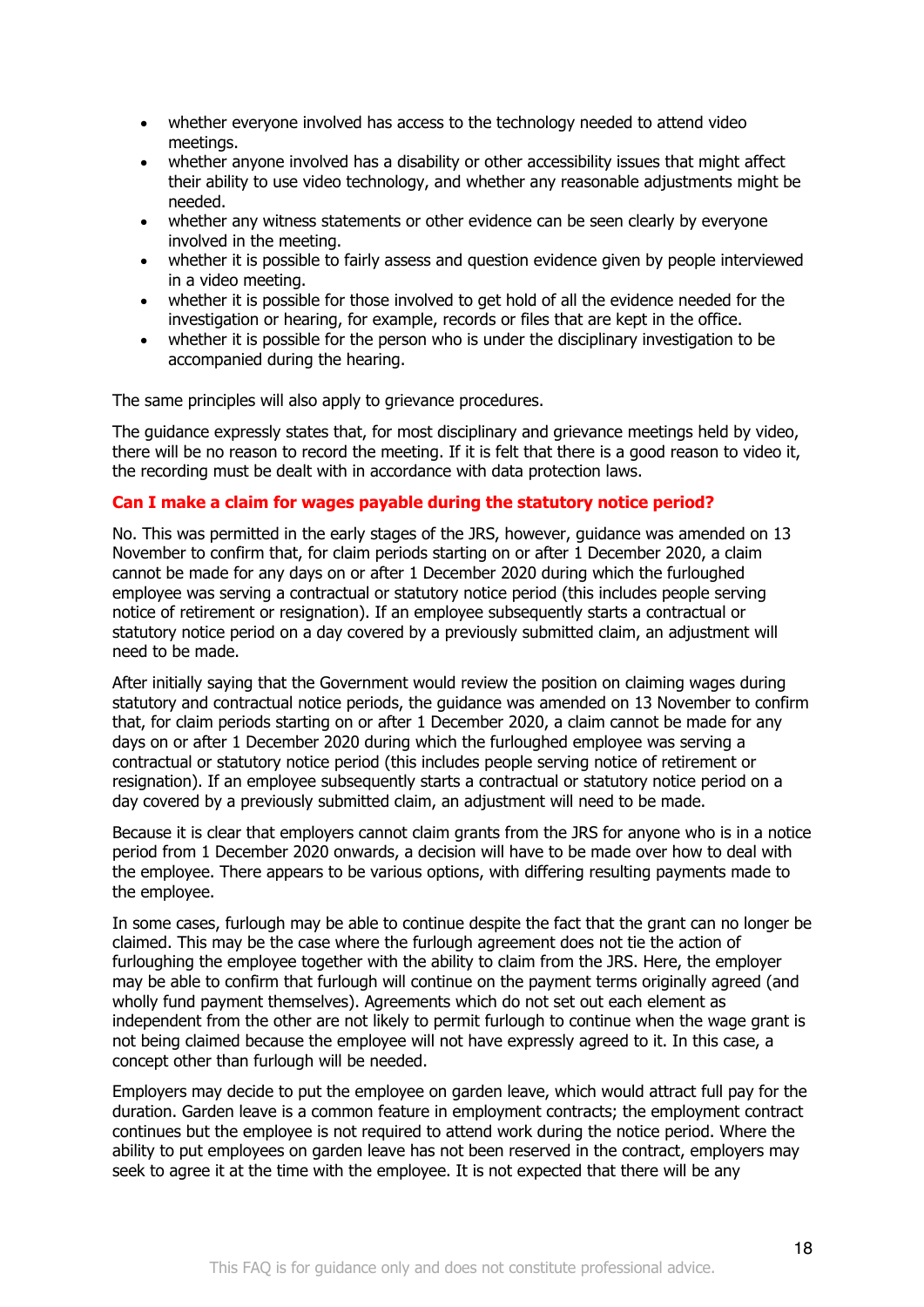- whether everyone involved has access to the technology needed to attend video meetings.
- whether anyone involved has a disability or other accessibility issues that might affect their ability to use video technology, and whether any reasonable adjustments might be needed.
- whether any witness statements or other evidence can be seen clearly by everyone involved in the meeting.
- whether it is possible to fairly assess and question evidence given by people interviewed in a video meeting.
- whether it is possible for those involved to get hold of all the evidence needed for the investigation or hearing, for example, records or files that are kept in the office.
- whether it is possible for the person who is under the disciplinary investigation to be accompanied during the hearing.

The same principles will also apply to grievance procedures.

The guidance expressly states that, for most disciplinary and grievance meetings held by video, there will be no reason to record the meeting. If it is felt that there is a good reason to video it, the recording must be dealt with in accordance with data protection laws.

### Can I make a claim for wages payable during the statutory notice period?

No. This was permitted in the early stages of the JRS, however, guidance was amended on 13 November to confirm that, for claim periods starting on or after 1 December 2020, a claim cannot be made for any days on or after 1 December 2020 during which the furloughed employee was serving a contractual or statutory notice period (this includes people serving notice of retirement or resignation). If an employee subsequently starts a contractual or statutory notice period on a day covered by a previously submitted claim, an adjustment will need to be made.

After initially saying that the Government would review the position on claiming wages during statutory and contractual notice periods, the guidance was amended on 13 November to confirm that, for claim periods starting on or after 1 December 2020, a claim cannot be made for any days on or after 1 December 2020 during which the furloughed employee was serving a contractual or statutory notice period (this includes people serving notice of retirement or resignation). If an employee subsequently starts a contractual or statutory notice period on a day covered by a previously submitted claim, an adjustment will need to be made.

Because it is clear that employers cannot claim grants from the JRS for anyone who is in a notice period from 1 December 2020 onwards, a decision will have to be made over how to deal with the employee. There appears to be various options, with differing resulting payments made to the employee.

In some cases, furlough may be able to continue despite the fact that the grant can no longer be claimed. This may be the case where the furlough agreement does not tie the action of furloughing the employee together with the ability to claim from the JRS. Here, the employer may be able to confirm that furlough will continue on the payment terms originally agreed (and wholly fund payment themselves). Agreements which do not set out each element as independent from the other are not likely to permit furlough to continue when the wage grant is not being claimed because the employee will not have expressly agreed to it. In this case, a concept other than furlough will be needed.

Employers may decide to put the employee on garden leave, which would attract full pay for the duration. Garden leave is a common feature in employment contracts; the employment contract continues but the employee is not required to attend work during the notice period. Where the ability to put employees on garden leave has not been reserved in the contract, employers may seek to agree it at the time with the employee. It is not expected that there will be any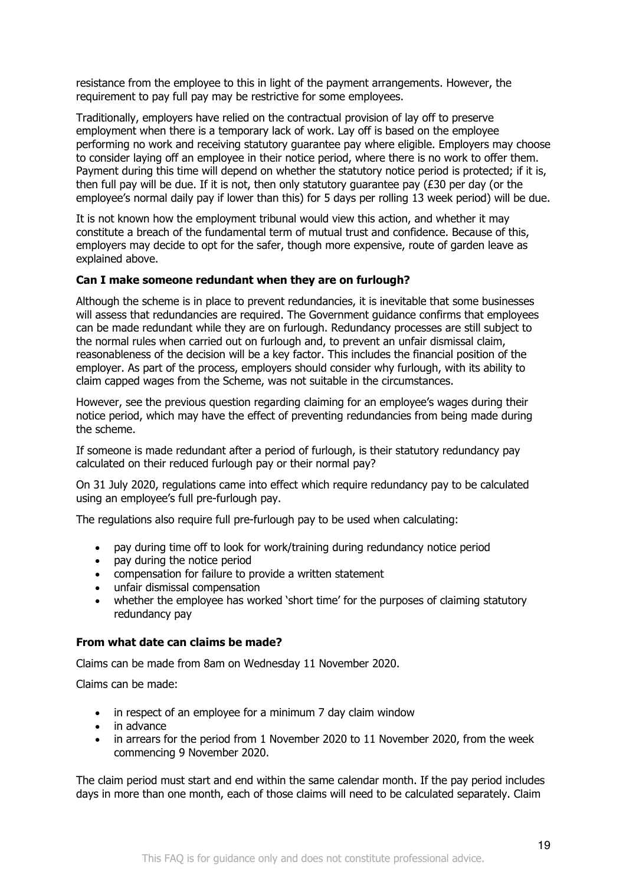resistance from the employee to this in light of the payment arrangements. However, the requirement to pay full pay may be restrictive for some employees.

Traditionally, employers have relied on the contractual provision of lay off to preserve employment when there is a temporary lack of work. Lay off is based on the employee performing no work and receiving statutory guarantee pay where eligible. Employers may choose to consider laying off an employee in their notice period, where there is no work to offer them. Payment during this time will depend on whether the statutory notice period is protected; if it is, then full pay will be due. If it is not, then only statutory guarantee pay (£30 per day (or the employee's normal daily pay if lower than this) for 5 days per rolling 13 week period) will be due.

It is not known how the employment tribunal would view this action, and whether it may constitute a breach of the fundamental term of mutual trust and confidence. Because of this, employers may decide to opt for the safer, though more expensive, route of garden leave as explained above.

**Can I make someone redundant when they are on furlough?**

Although the scheme is in place to prevent redundancies, it is inevitable that some businesses will assess that redundancies are required. The Government guidance confirms that employees can be made redundant while they are on furlough. Redundancy processes are still subject to the normal rules when carried out on furlough and, to prevent an unfair dismissal claim, reasonableness of the decision will be a key factor. This includes the financial position of the employer. As part of the process, employers should consider why furlough, with its ability to claim capped wages from the Scheme, was not suitable in the circumstances.

However, see the previous question regarding claiming for an employee's wages during their notice period, which may have the effect of preventing redundancies from being made during the scheme.

If someone is made redundant after a period of furlough, is their statutory redundancy pay calculated on their reduced furlough pay or their normal pay?

On 31 July 2020, regulations came into effect which require redundancy pay to be calculated using an employee's full pre-furlough pay.

The regulations also require full pre-furlough pay to be used when calculating:

- pay during time off to look for work/training during redundancy notice period
- pay during the notice period
- compensation for failure to provide a written statement
- unfair dismissal compensation
- whether the employee has worked 'short time' for the purposes of claiming statutory redundancy pay

**From what date can claims be made?**

Claims can be made from 8am on Wednesday 11 November 2020.

Claims can be made:

- in respect of an employee for a minimum 7 day claim window
- in advance
- in arrears for the period from 1 November 2020 to 11 November 2020, from the week commencing 9 November 2020.

The claim period must start and end within the same calendar month. If the pay period includes days in more than one month, each of those claims will need to be calculated separately. Claim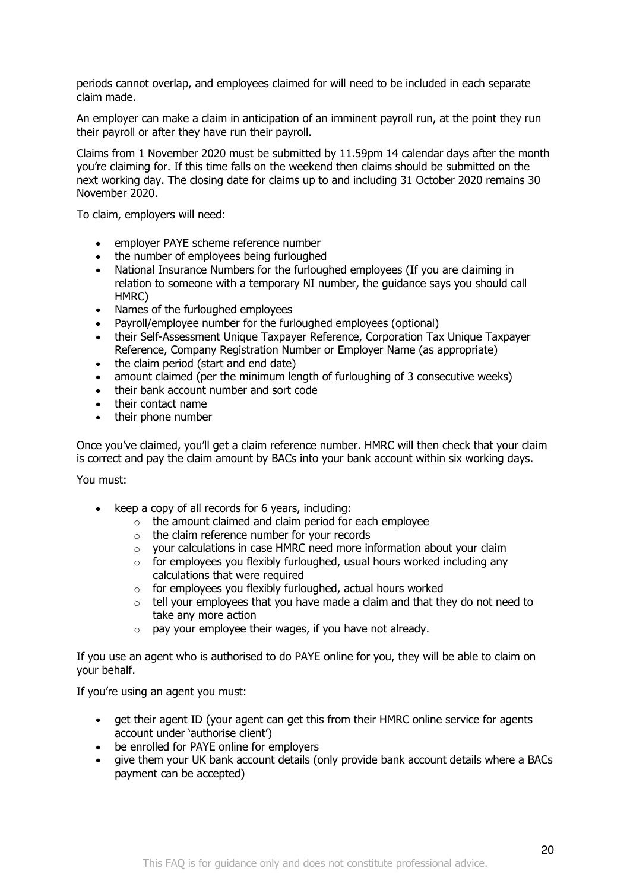periods cannot overlap, and employees claimed for will need to be included in each separate claim made.

An employer can make a claim in anticipation of an imminent payroll run, at the point they run their payroll or after they have run their payroll.

Claims from 1 November 2020 must be submitted by 11.59pm 14 calendar days after the month you're claiming for. If this time falls on the weekend then claims should be submitted on the next working day. The closing date for claims up to and including 31 October 2020 remains 30 November 2020.

To claim, employers will need:

- employer PAYE scheme reference number
- the number of employees being furloughed
- National Insurance Numbers for the furloughed employees (If you are claiming in relation to someone with a temporary NI number, the guidance says you should call HMRC)
- Names of the furloughed employees
- Payroll/employee number for the furloughed employees (optional)
- their Self-Assessment Unique Taxpayer Reference, Corporation Tax Unique Taxpayer Reference, Company Registration Number or Employer Name (as appropriate)
- the claim period (start and end date)
- amount claimed (per the minimum length of furloughing of 3 consecutive weeks)
- their bank account number and sort code
- their contact name
- their phone number

Once you've claimed, you'll get a claim reference number. HMRC will then check that your claim is correct and pay the claim amount by BACs into your bank account within six working days.

You must:

- keep a copy of all records for 6 years, including:
    - the amount claimed and claim period for each employee
    - the claim reference number for your records
    - your calculations in case HMRC need more information about your claim
    - for employees you flexibly furloughed, usual hours worked including any calculations that were required
    - for employees you flexibly furloughed, actual hours worked
    - tell your employees that you have made a claim and that they do not need to take any more action
    - pay your employee their wages, if you have not already.

If you use an agent who is authorised to do PAYE online for you, they will be able to claim on your behalf.

If you're using an agent you must:

- get their agent ID (your agent can get this from their HMRC online service for agents account under 'authorise client')
- be enrolled for PAYE online for employers
- give them your UK bank account details (only provide bank account details where a BACs payment can be accepted)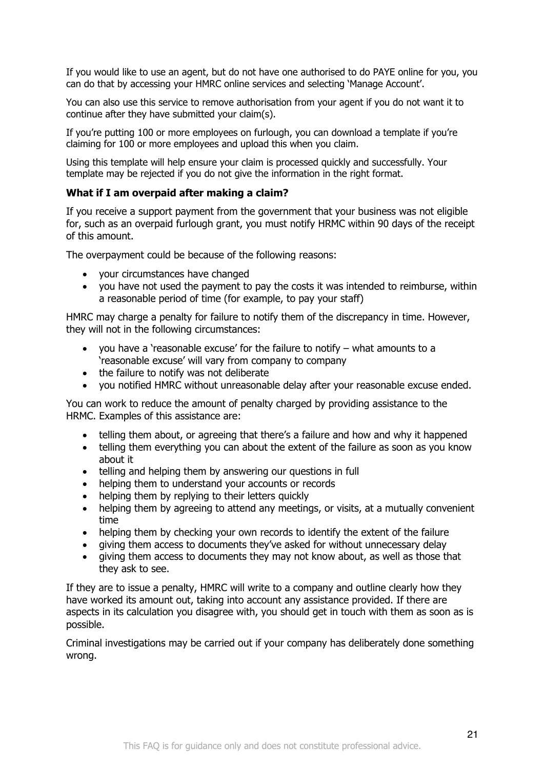If you would like to use an agent, but do not have one authorised to do PAYE online for you, you can do that by accessing your HMRC online services and selecting 'Manage Account'.

You can also use this service to remove authorisation from your agent if you do not want it to continue after they have submitted your claim(s).

If you're putting 100 or more employees on furlough, you can download a template if you're claiming for 100 or more employees and upload this when you claim.

Using this template will help ensure your claim is processed quickly and successfully. Your template may be rejected if you do not give the information in the right format.

**What if I am overpaid after making a claim?**

If you receive a support payment from the government that your business was not eligible for, such as an overpaid furlough grant, you must notify HRMC within 90 days of the receipt of this amount.

The overpayment could be because of the following reasons:

- your circumstances have changed
- you have not used the payment to pay the costs it was intended to reimburse, within a reasonable period of time (for example, to pay your staff)

HMRC may charge a penalty for failure to notify them of the discrepancy in time. However, they will not in the following circumstances:

- you have a 'reasonable excuse' for the failure to notify – what amounts to a 'reasonable excuse' will vary from company to company
- the failure to notify was not deliberate
- you notified HMRC without unreasonable delay after your reasonable excuse ended.

You can work to reduce the amount of penalty charged by providing assistance to the HRMC. Examples of this assistance are:

- telling them about, or agreeing that there's a failure and how and why it happened
- telling them everything you can about the extent of the failure as soon as you know about it
- telling and helping them by answering our questions in full
- helping them to understand your accounts or records
- helping them by replying to their letters quickly
- helping them by agreeing to attend any meetings, or visits, at a mutually convenient time
- helping them by checking your own records to identify the extent of the failure
- giving them access to documents they've asked for without unnecessary delay
- giving them access to documents they may not know about, as well as those that they ask to see.

If they are to issue a penalty, HMRC will write to a company and outline clearly how they have worked its amount out, taking into account any assistance provided. If there are aspects in its calculation you disagree with, you should get in touch with them as soon as is possible.

Criminal investigations may be carried out if your company has deliberately done something wrong.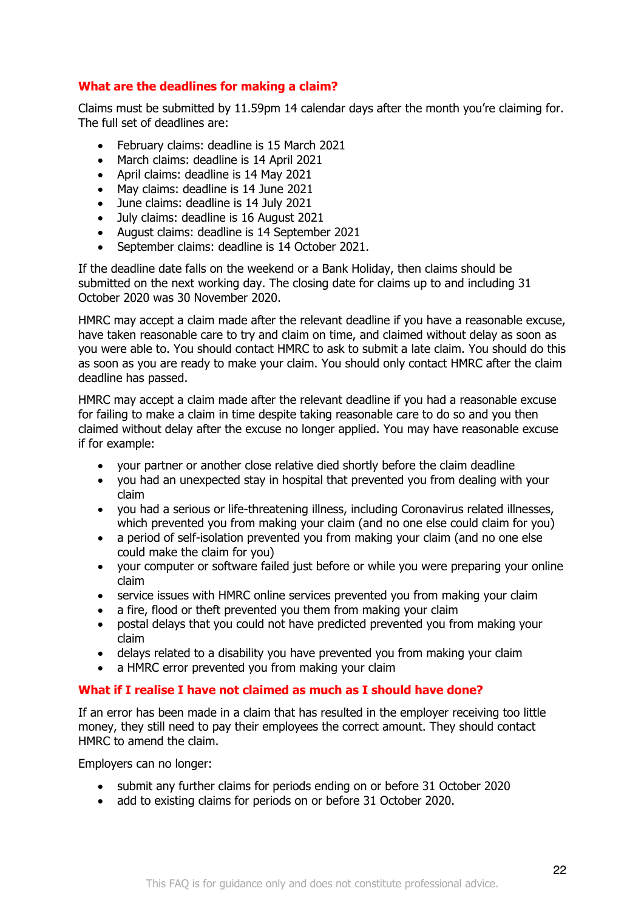### What are the deadlines for making a claim?

Claims must be submitted by 11.59pm 14 calendar days after the month you're claiming for. The full set of deadlines are:

- February claims: deadline is 15 March 2021
- March claims: deadline is 14 April 2021
- April claims: deadline is 14 May 2021
- May claims: deadline is 14 June 2021
- June claims: deadline is 14 July 2021
- July claims: deadline is 16 August 2021
- August claims: deadline is 14 September 2021
- September claims: deadline is 14 October 2021.

If the deadline date falls on the weekend or a Bank Holiday, then claims should be submitted on the next working day. The closing date for claims up to and including 31 October 2020 was 30 November 2020.

HMRC may accept a claim made after the relevant deadline if you have a reasonable excuse, have taken reasonable care to try and claim on time, and claimed without delay as soon as you were able to. You should contact HMRC to ask to submit a late claim. You should do this as soon as you are ready to make your claim. You should only contact HMRC after the claim deadline has passed.

HMRC may accept a claim made after the relevant deadline if you had a reasonable excuse for failing to make a claim in time despite taking reasonable care to do so and you then claimed without delay after the excuse no longer applied. You may have reasonable excuse if for example:

- your partner or another close relative died shortly before the claim deadline
- you had an unexpected stay in hospital that prevented you from dealing with your claim
- you had a serious or life-threatening illness, including Coronavirus related illnesses, which prevented you from making your claim (and no one else could claim for you)
- a period of self-isolation prevented you from making your claim (and no one else could make the claim for you)
- your computer or software failed just before or while you were preparing your online claim
- service issues with HMRC online services prevented you from making your claim
- a fire, flood or theft prevented you them from making your claim
- postal delays that you could not have predicted prevented you from making your claim
- delays related to a disability you have prevented you from making your claim
- a HMRC error prevented you from making your claim

### What if I realise I have not claimed as much as I should have done?

If an error has been made in a claim that has resulted in the employer receiving too little money, they still need to pay their employees the correct amount. They should contact HMRC to amend the claim.

Employers can no longer:

- submit any further claims for periods ending on or before 31 October 2020
- add to existing claims for periods on or before 31 October 2020.

This FAQ is for guidance only and does not constitute professional advice.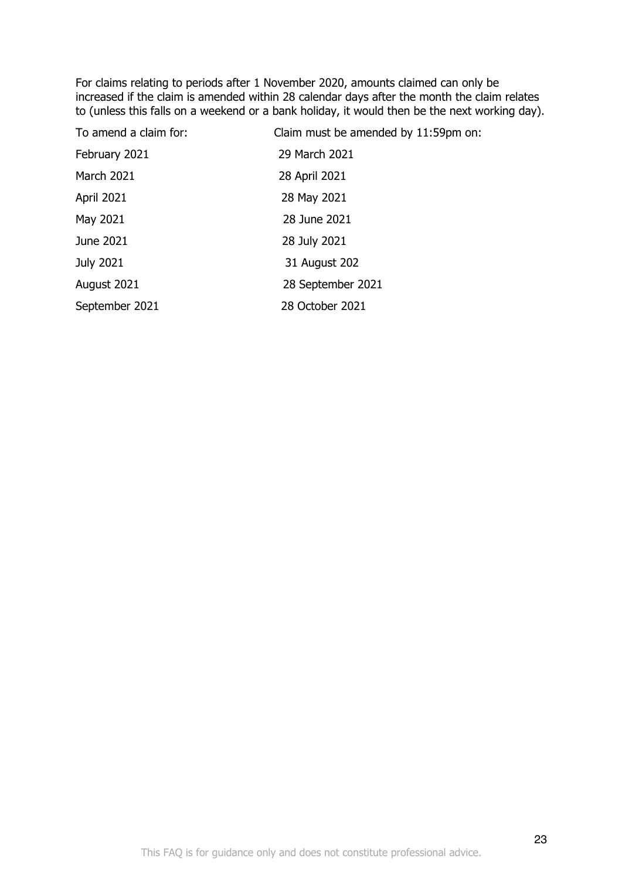For claims relating to periods after 1 November 2020, amounts claimed can only be increased if the claim is amended within 28 calendar days after the month the claim relates to (unless this falls on a weekend or a bank holiday, it would then be the next working day).

| To amend a claim for: | Claim must be amended by 11:59pm on: |
|---|---|
| February 2021 | 29 March 2021 |
| March 2021 | 28 April 2021 |
| April 2021 | 28 May 2021 |
| May 2021 | 28 June 2021 |
| June 2021 | 28 July 2021 |
| July 2021 | 31 August 202 |
| August 2021 | 28 September 2021 |
| September 2021 | 28 October 2021 |

This FAQ is for guidance only and does not constitute professional advice.